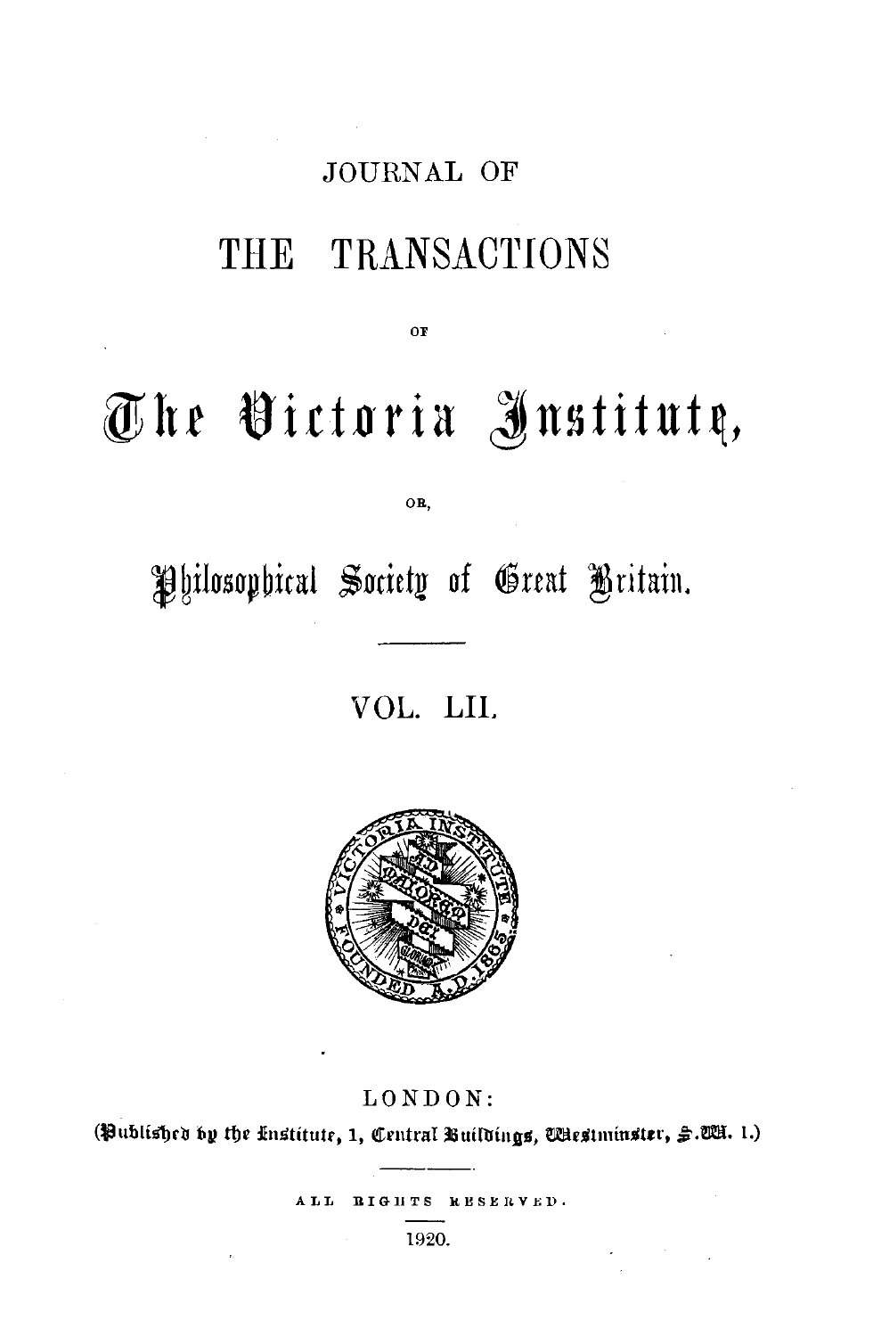# JOURNAL OF

# THE TRANSACTIONS

OF

# The Victoria Institute,

OR,

## Philosophical Society of Great Britain.

---

VOL. LII.

LONDON:

(Published by the Institute, 1, Central Buildings, Westminster, S.W. 1.)

ALL RIGHTS RESERVED.

1920.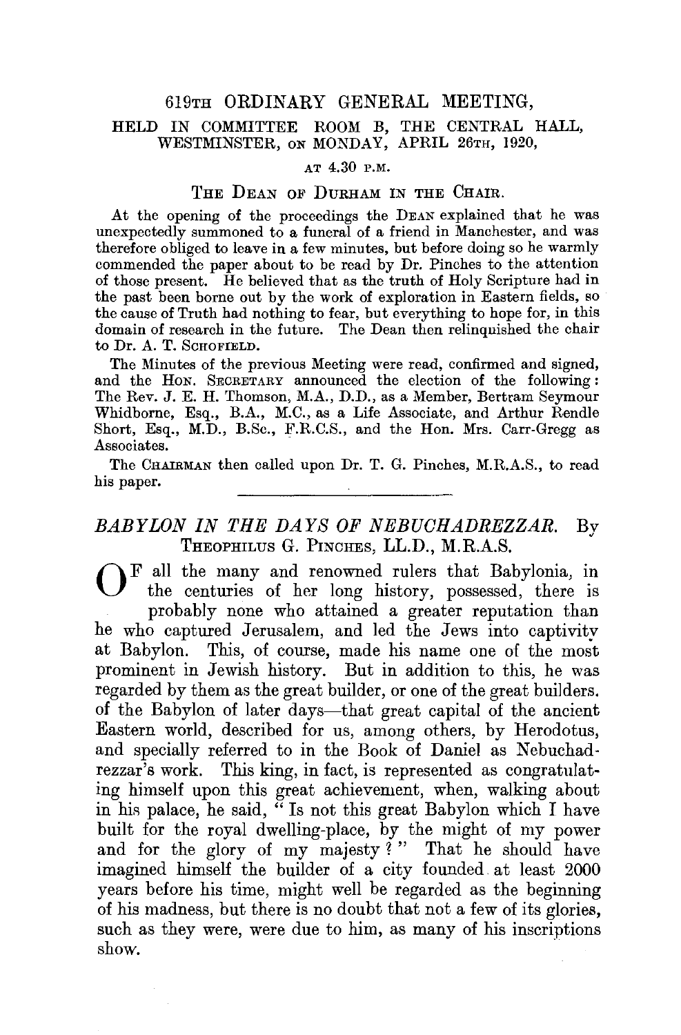## 619TH ORDINARY GENERAL MEETING,

### HELD IN COMMITTEE ROOM B, THE CENTRAL HALL, WESTMINSTER, ON MONDAY, APRIL 26TH, 1920,

AT 4.30 P.M.

THE DEAN OF DURHAM IN THE CHAIR.

At the opening of the proceedings the DEAN explained that he was unexpectedly summoned to a funeral of a friend in Manchester, and was therefore obliged to leave in a few minutes, but before doing so he warmly commended the paper about to be read by Dr. Pinches to the attention of those present. He believed that as the truth of Holy Scripture had in the past been borne out by the work of exploration in Eastern fields, so the cause of Truth had nothing to fear, but everything to hope for, in this domain of research in the future. The Dean then relinquished the chair to Dr. A. T. SCHOFIELD.

The Minutes of the previous Meeting were read, confirmed and signed, and the HON. SECRETARY announced the election of the following: The Rev. J. E. H. Thomson, M.A., D.D., as a Member, Bertram Seymour Whidborne, Esq., B.A., M.C., as a Life Associate, and Arthur Rendle Short, Esq., M.D., B.Sc., F.R.C.S., and the Hon. Mrs. Carr-Gregg as Associates.

The CHAIRMAN then called upon Dr. T. G. Pinches, M.R.A.S., to read his paper.

---

## *BABYLON IN THE DAYS OF NEBUCHADREZZAR.* By THEOPHILUS G. PINCHES, LL.D., M.R.A.S.

OF all the many and renowned rulers that Babylonia, in the centuries of her long history, possessed, there is probably none who attained a greater reputation than he who captured Jerusalem, and led the Jews into captivity at Babylon. This, of course, made his name one of the most prominent in Jewish history. But in addition to this, he was regarded by them as the great builder, or one of the great builders. of the Babylon of later days—that great capital of the ancient Eastern world, described for us, among others, by Herodotus, and specially referred to in the Book of Daniel as Nebuchadrezzar's work. This king, in fact, is represented as congratulating himself upon this great achievement, when, walking about in his palace, he said, "Is not this great Babylon which I have built for the royal dwelling-place, by the might of my power and for the glory of my majesty?" That he should have imagined himself the builder of a city founded at least 2000 years before his time, might well be regarded as the beginning of his madness, but there is no doubt that not a few of its glories, such as they were, were due to him, as many of his inscriptions show.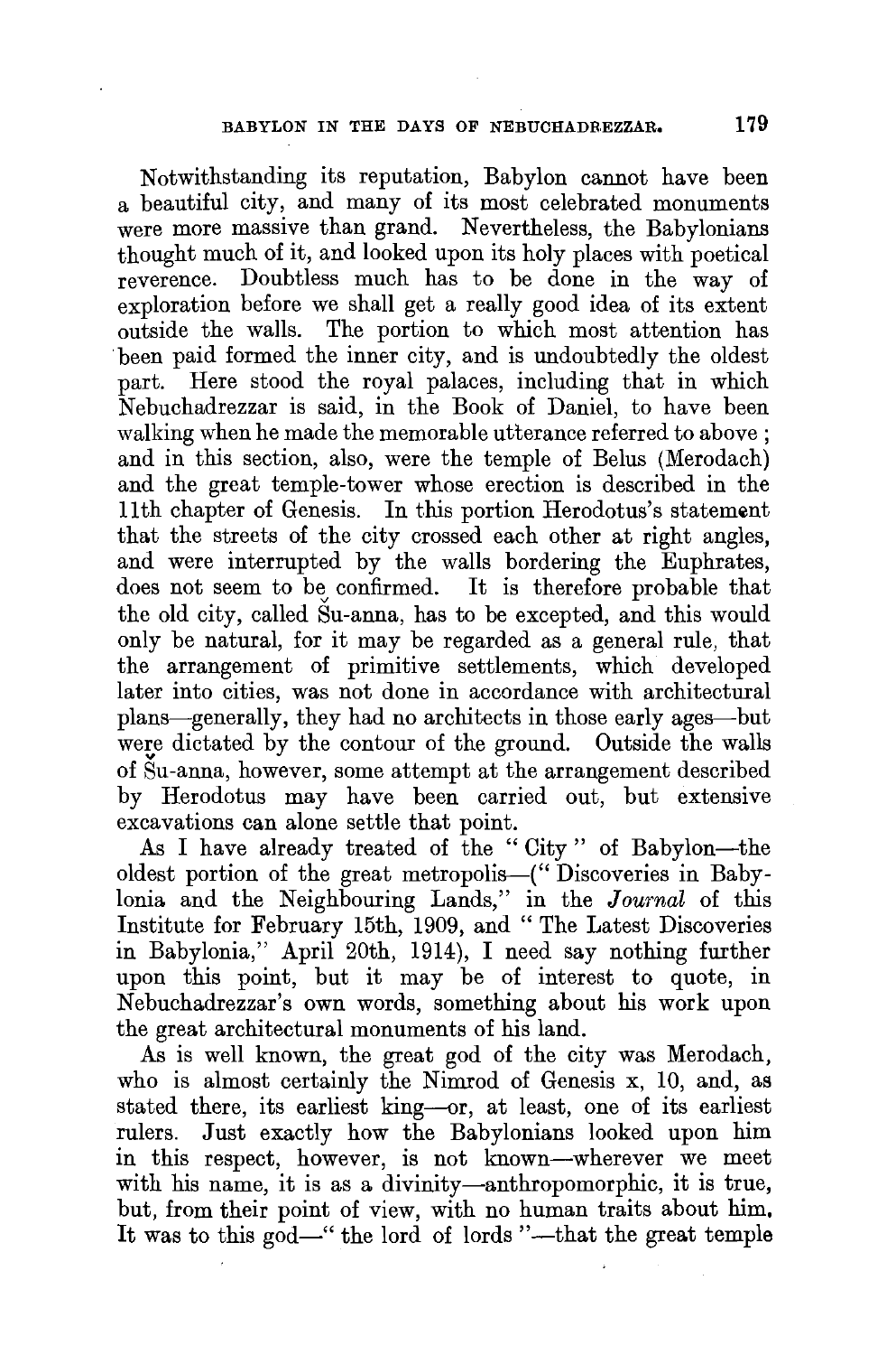Notwithstanding its reputation, Babylon cannot have been a beautiful city, and many of its most celebrated monuments were more massive than grand. Nevertheless, the Babylonians thought much of it, and looked upon its holy places with poetical reverence. Doubtless much has to be done in the way of exploration before we shall get a really good idea of its extent outside the walls. The portion to which most attention has been paid formed the inner city, and is undoubtedly the oldest part. Here stood the royal palaces, including that in which Nebuchadrezzar is said, in the Book of Daniel, to have been walking when he made the memorable utterance referred to above; and in this section, also, were the temple of Belus (Merodach) and the great temple-tower whose erection is described in the 11th chapter of Genesis. In this portion Herodotus's statement that the streets of the city crossed each other at right angles, and were interrupted by the walls bordering the Euphrates, does not seem to be confirmed. It is therefore probable that the old city, called Šu-anna, has to be excepted, and this would only be natural, for it may be regarded as a general rule, that the arrangement of primitive settlements, which developed later into cities, was not done in accordance with architectural plans—generally, they had no architects in those early ages—but were dictated by the contour of the ground. Outside the walls of Šu-anna, however, some attempt at the arrangement described by Herodotus may have been carried out, but extensive excavations can alone settle that point.

As I have already treated of the "City" of Babylon—the oldest portion of the great metropolis—("Discoveries in Babylonia and the Neighbouring Lands," in the *Journal* of this Institute for February 15th, 1909, and "The Latest Discoveries in Babylonia," April 20th, 1914), I need say nothing further upon this point, but it may be of interest to quote, in Nebuchadrezzar's own words, something about his work upon the great architectural monuments of his land.

As is well known, the great god of the city was Merodach, who is almost certainly the Nimrod of Genesis x, 10, and, as stated there, its earliest king—or, at least, one of its earliest rulers. Just exactly how the Babylonians looked upon him in this respect, however, is not known—wherever we meet with his name, it is as a divinity—anthropomorphic, it is true, but, from their point of view, with no human traits about him. It was to this god—"the lord of lords"—that the great temple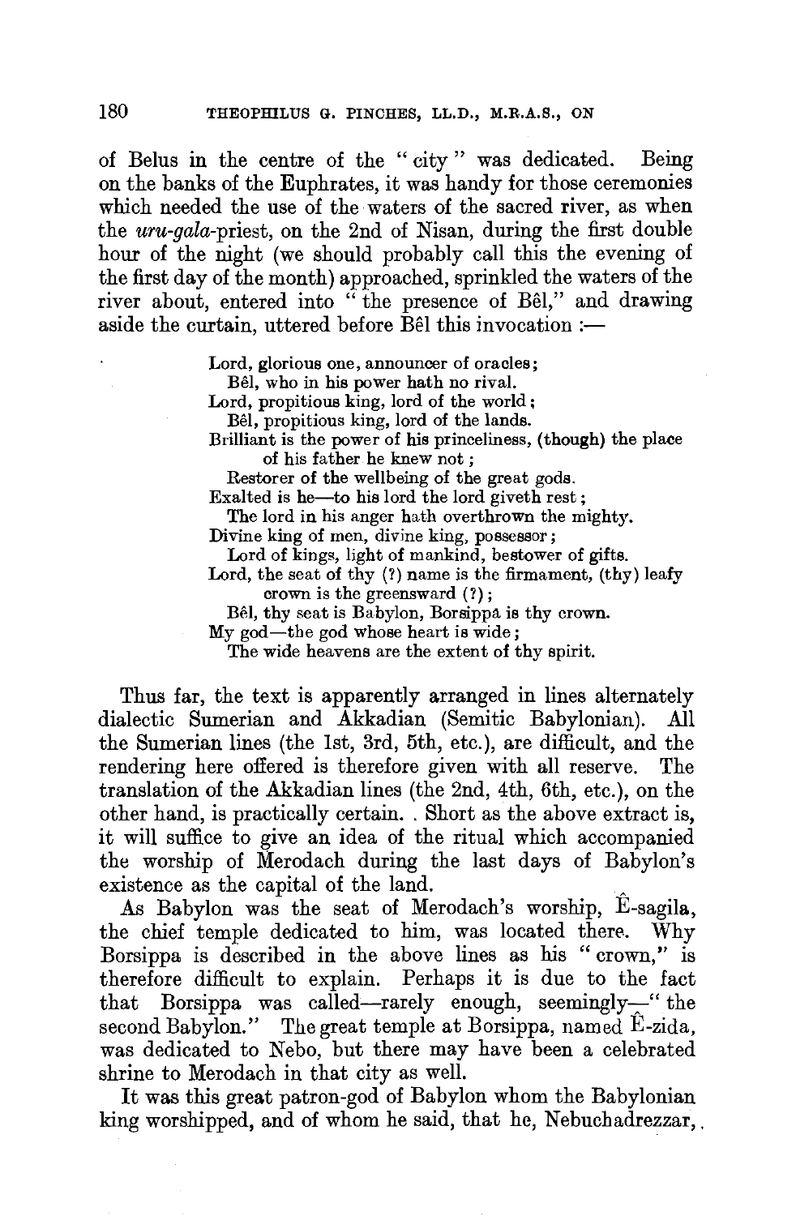of Belus in the centre of the "city" was dedicated. Being on the banks of the Euphrates, it was handy for those ceremonies which needed the use of the waters of the sacred river, as when the *uru-gala*-priest, on the 2nd of Nisan, during the first double hour of the night (we should probably call this the evening of the first day of the month) approached, sprinkled the waters of the river about, entered into "the presence of Bêl," and drawing aside the curtain, uttered before Bêl this invocation :—

> Lord, glorious one, announcer of oracles;
> &nbsp;&nbsp;Bêl, who in his power hath no rival.
> Lord, propitious king, lord of the world;
> &nbsp;&nbsp;Bêl, propitious king, lord of the lands.
> Brilliant is the power of his princeliness, (though) the place of his father he knew not;
> &nbsp;&nbsp;Restorer of the wellbeing of the great gods.
> Exalted is he—to his lord the lord giveth rest;
> &nbsp;&nbsp;The lord in his anger hath overthrown the mighty.
> Divine king of men, divine king, possessor;
> &nbsp;&nbsp;Lord of kings, light of mankind, bestower of gifts.
> Lord, the seat of thy (?) name is the firmament, (thy) leafy crown is the greensward (?);
> &nbsp;&nbsp;Bêl, thy seat is Babylon, Borsippa is thy crown.
> My god—the god whose heart is wide;
> &nbsp;&nbsp;The wide heavens are the extent of thy spirit.

Thus far, the text is apparently arranged in lines alternately dialectic Sumerian and Akkadian (Semitic Babylonian). All the Sumerian lines (the 1st, 3rd, 5th, etc.), are difficult, and the rendering here offered is therefore given with all reserve. The translation of the Akkadian lines (the 2nd, 4th, 6th, etc.), on the other hand, is practically certain. . Short as the above extract is, it will suffice to give an idea of the ritual which accompanied the worship of Merodach during the last days of Babylon's existence as the capital of the land.

As Babylon was the seat of Merodach's worship, Ê-sagila, the chief temple dedicated to him, was located there. Why Borsippa is described in the above lines as his "crown," is therefore difficult to explain. Perhaps it is due to the fact that Borsippa was called—rarely enough, seemingly—"the second Babylon." The great temple at Borsippa, named Ê-zida, was dedicated to Nebo, but there may have been a celebrated shrine to Merodach in that city as well.

It was this great patron-god of Babylon whom the Babylonian king worshipped, and of whom he said, that he, Nebuchadrezzar,.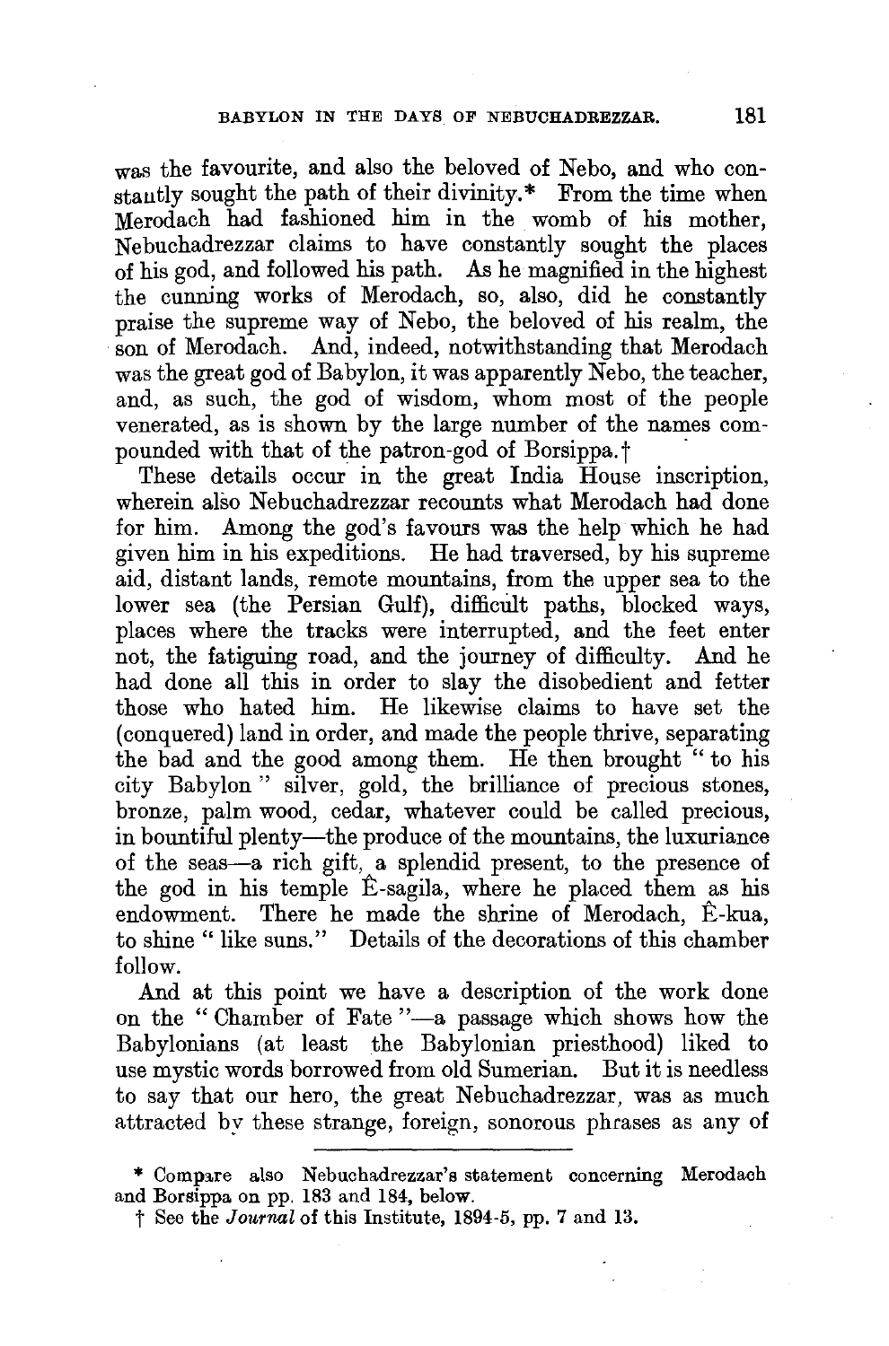was the favourite, and also the beloved of Nebo, and who constantly sought the path of their divinity.* From the time when Merodach had fashioned him in the womb of his mother, Nebuchadrezzar claims to have constantly sought the places of his god, and followed his path. As he magnified in the highest the cunning works of Merodach, so, also, did he constantly praise the supreme way of Nebo, the beloved of his realm, the son of Merodach. And, indeed, notwithstanding that Merodach was the great god of Babylon, it was apparently Nebo, the teacher, and, as such, the god of wisdom, whom most of the people venerated, as is shown by the large number of the names compounded with that of the patron-god of Borsippa.†

These details occur in the great India House inscription, wherein also Nebuchadrezzar recounts what Merodach had done for him. Among the god's favours was the help which he had given him in his expeditions. He had traversed, by his supreme aid, distant lands, remote mountains, from the upper sea to the lower sea (the Persian Gulf), difficult paths, blocked ways, places where the tracks were interrupted, and the feet enter not, the fatiguing road, and the journey of difficulty. And he had done all this in order to slay the disobedient and fetter those who hated him. He likewise claims to have set the (conquered) land in order, and made the people thrive, separating the bad and the good among them. He then brought "to his city Babylon" silver, gold, the brilliance of precious stones, bronze, palm wood, cedar, whatever could be called precious, in bountiful plenty—the produce of the mountains, the luxuriance of the seas—a rich gift, a splendid present, to the presence of the god in his temple Ê-sagila, where he placed them as his endowment. There he made the shrine of Merodach, Ê-kua, to shine "like suns." Details of the decorations of this chamber follow.

And at this point we have a description of the work done on the "Chamber of Fate"—a passage which shows how the Babylonians (at least the Babylonian priesthood) liked to use mystic words borrowed from old Sumerian. But it is needless to say that our hero, the great Nebuchadrezzar, was as much attracted by these strange, foreign, sonorous phrases as any of

---

* Compare also Nebuchadrezzar's statement concerning Merodach and Borsippa on pp. 183 and 184, below.

† See the *Journal* of this Institute, 1894-5, pp. 7 and 13.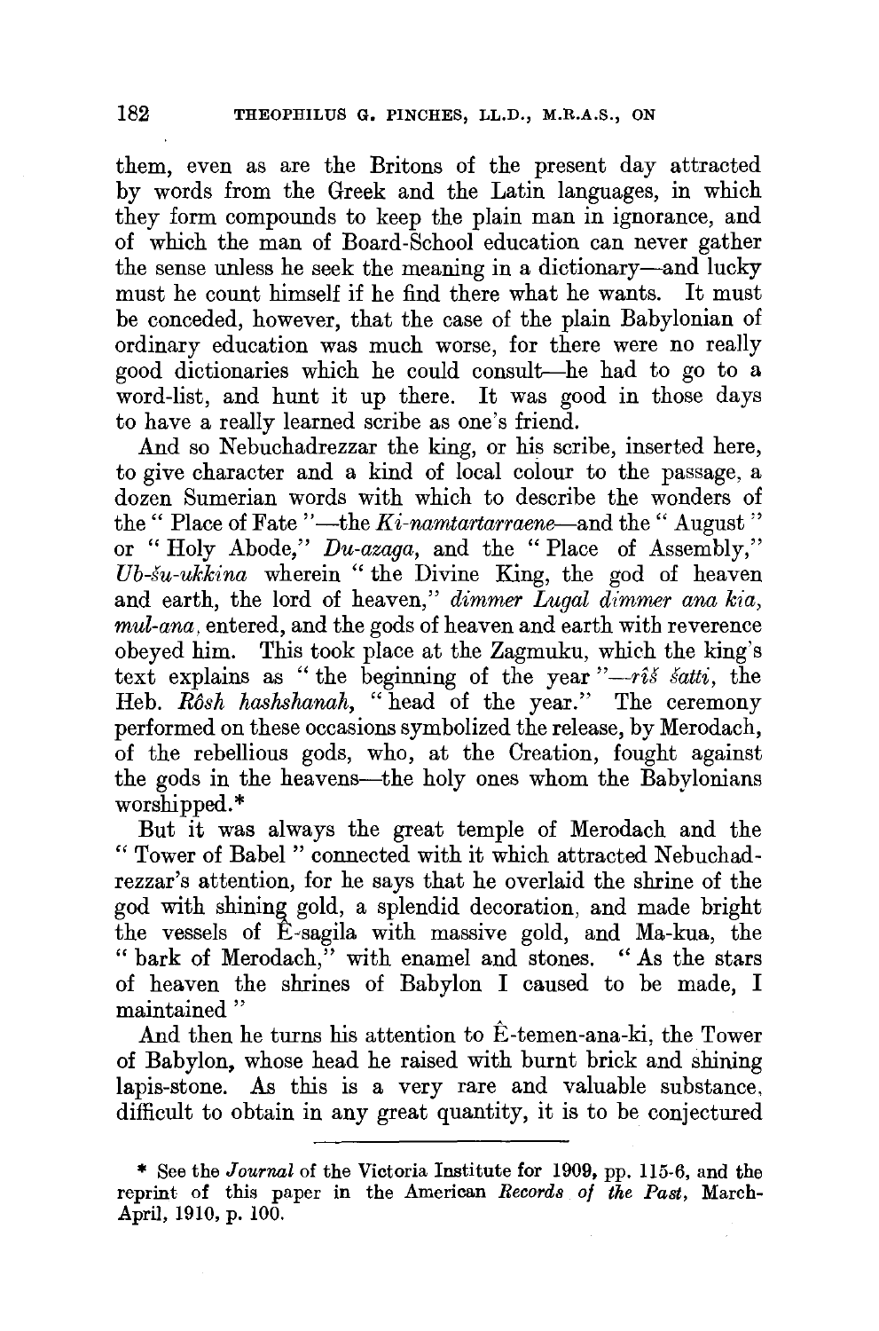them, even as are the Britons of the present day attracted by words from the Greek and the Latin languages, in which they form compounds to keep the plain man in ignorance, and of which the man of Board-School education can never gather the sense unless he seek the meaning in a dictionary—and lucky must he count himself if he find there what he wants. It must be conceded, however, that the case of the plain Babylonian of ordinary education was much worse, for there were no really good dictionaries which he could consult—he had to go to a word-list, and hunt it up there. It was good in those days to have a really learned scribe as one's friend.

And so Nebuchadrezzar the king, or his scribe, inserted here, to give character and a kind of local colour to the passage, a dozen Sumerian words with which to describe the wonders of the "Place of Fate"—the *Ki-namtartarraene*—and the "August" or "Holy Abode," *Du-azaga*, and the "Place of Assembly," *Ub-šu-ukkina* wherein "the Divine King, the god of heaven and earth, the lord of heaven," *dimmer Lugal dimmer ana kia, mul-ana*, entered, and the gods of heaven and earth with reverence obeyed him. This took place at the Zagmuku, which the king's text explains as "the beginning of the year"—*rîš šatti*, the Heb. *Rôsh hashshanah*, "head of the year." The ceremony performed on these occasions symbolized the release, by Merodach, of the rebellious gods, who, at the Creation, fought against the gods in the heavens—the holy ones whom the Babylonians worshipped.*

But it was always the great temple of Merodach and the "Tower of Babel" connected with it which attracted Nebuchadrezzar's attention, for he says that he overlaid the shrine of the god with shining gold, a splendid decoration, and made bright the vessels of Ê-sagila with massive gold, and Ma-kua, the "bark of Merodach," with enamel and stones. "As the stars of heaven the shrines of Babylon I caused to be made, I maintained"

And then he turns his attention to Ê-temen-ana-ki, the Tower of Babylon, whose head he raised with burnt brick and shining lapis-stone. As this is a very rare and valuable substance, difficult to obtain in any great quantity, it is to be conjectured

---

\* See the *Journal* of the Victoria Institute for 1909, pp. 115-6, and the reprint of this paper in the American *Records of the Past*, March-April, 1910, p. 100.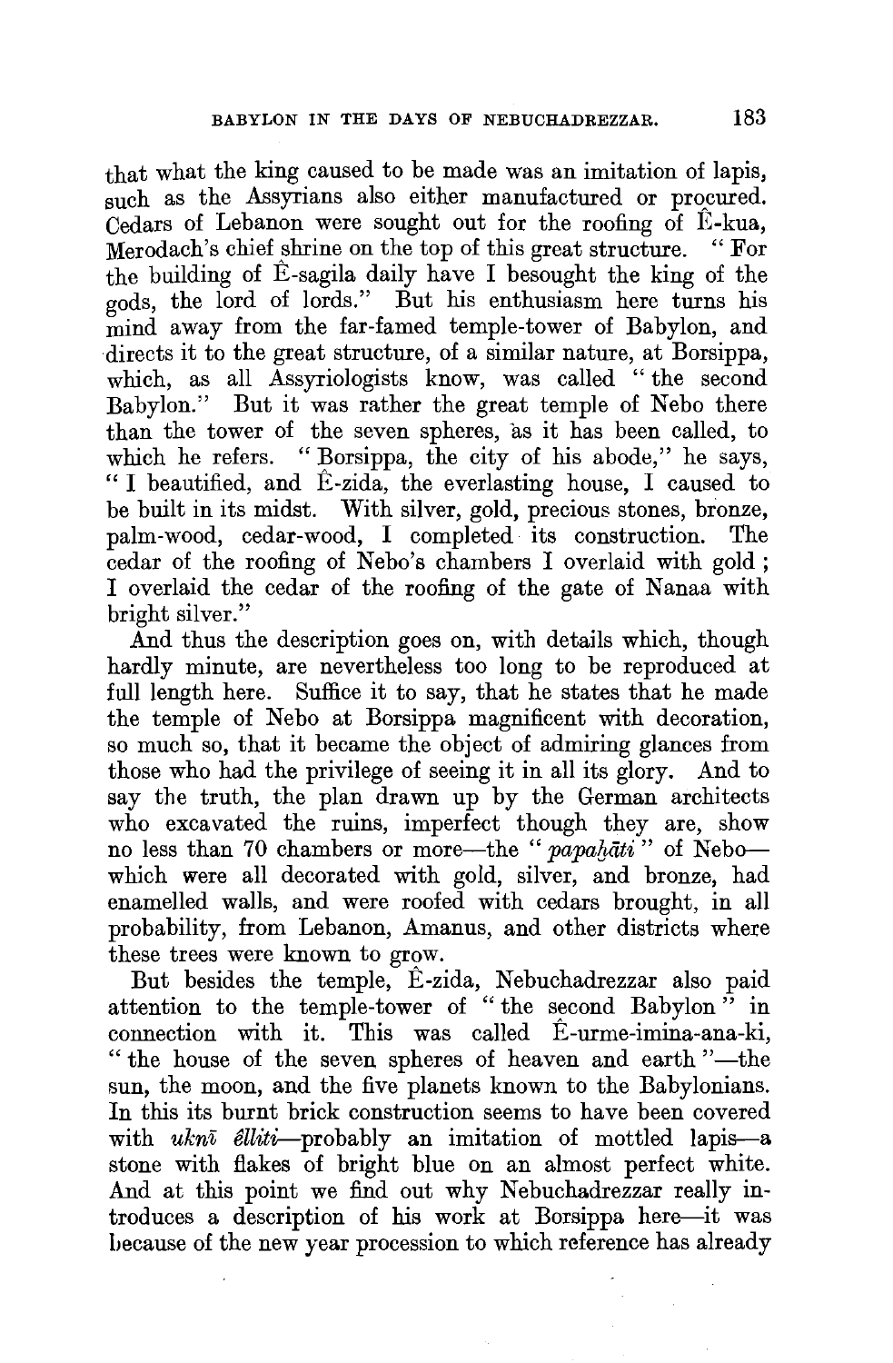that what the king caused to be made was an imitation of lapis, such as the Assyrians also either manufactured or procured. Cedars of Lebanon were sought out for the roofing of Ê-kua, Merodach's chief shrine on the top of this great structure. "For the building of Ê-sagila daily have I besought the king of the gods, the lord of lords." But his enthusiasm here turns his mind away from the far-famed temple-tower of Babylon, and directs it to the great structure, of a similar nature, at Borsippa, which, as all Assyriologists know, was called "the second Babylon." But it was rather the great temple of Nebo there than the tower of the seven spheres, as it has been called, to which he refers. "Borsippa, the city of his abode," he says, "I beautified, and Ê-zida, the everlasting house, I caused to be built in its midst. With silver, gold, precious stones, bronze, palm-wood, cedar-wood, I completed its construction. The cedar of the roofing of Nebo's chambers I overlaid with gold; I overlaid the cedar of the roofing of the gate of Nanaa with bright silver."

And thus the description goes on, with details which, though hardly minute, are nevertheless too long to be reproduced at full length here. Suffice it to say, that he states that he made the temple of Nebo at Borsippa magnificent with decoration, so much so, that it became the object of admiring glances from those who had the privilege of seeing it in all its glory. And to say the truth, the plan drawn up by the German architects who excavated the ruins, imperfect though they are, show no less than 70 chambers or more—the "*papaḫāti*" of Nebo—which were all decorated with gold, silver, and bronze, had enamelled walls, and were roofed with cedars brought, in all probability, from Lebanon, Amanus, and other districts where these trees were known to grow.

But besides the temple, Ê-zida, Nebuchadrezzar also paid attention to the temple-tower of "the second Babylon" in connection with it. This was called Ê-urme-imina-ana-ki, "the house of the seven spheres of heaven and earth"—the sun, the moon, and the five planets known to the Babylonians. In this its burnt brick construction seems to have been covered with *uknī êlliti*—probably an imitation of mottled lapis—a stone with flakes of bright blue on an almost perfect white. And at this point we find out why Nebuchadrezzar really introduces a description of his work at Borsippa here—it was because of the new year procession to which reference has already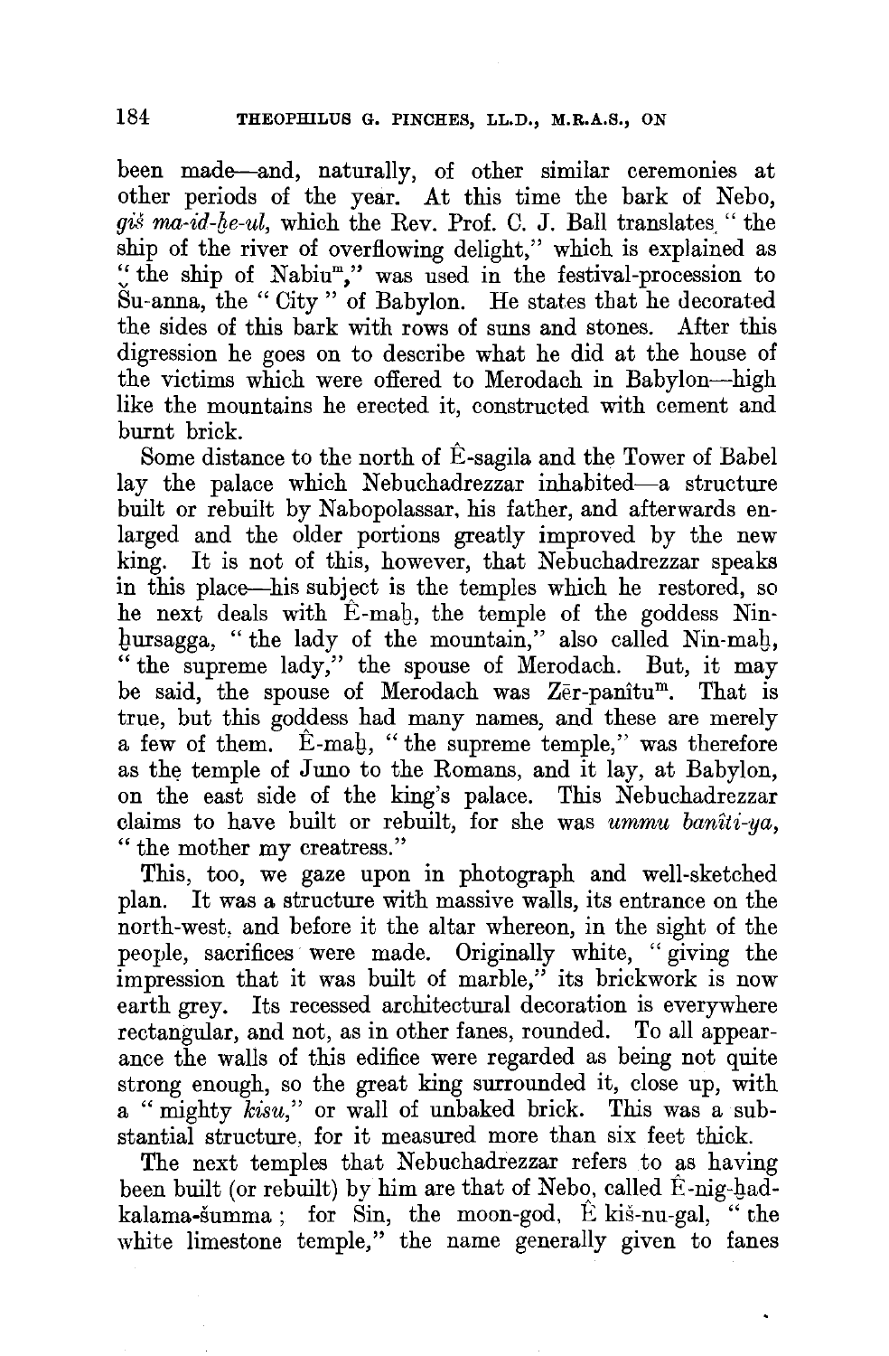been made—and, naturally, of other similar ceremonies at other periods of the year. At this time the bark of Nebo, *giš ma-id-ḫe-ul*, which the Rev. Prof. C. J. Ball translates "the ship of the river of overflowing delight," which is explained as "the ship of Nabiu$^{m}$," was used in the festival-procession to Šu-anna, the "City" of Babylon. He states that he decorated the sides of this bark with rows of suns and stones. After this digression he goes on to describe what he did at the house of the victims which were offered to Merodach in Babylon—high like the mountains he erected it, constructed with cement and burnt brick.

Some distance to the north of Ê-sagila and the Tower of Babel lay the palace which Nebuchadrezzar inhabited—a structure built or rebuilt by Nabopolassar, his father, and afterwards enlarged and the older portions greatly improved by the new king. It is not of this, however, that Nebuchadrezzar speaks in this place—his subject is the temples which he restored, so he next deals with Ê-maḫ, the temple of the goddess Nin-ḫursagga, "the lady of the mountain," also called Nin-maḫ, "the supreme lady," the spouse of Merodach. But, it may be said, the spouse of Merodach was Zēr-panîtu$^{m}$. That is true, but this goddess had many names, and these are merely a few of them. Ê-maḫ, "the supreme temple," was therefore as the temple of Juno to the Romans, and it lay, at Babylon, on the east side of the king's palace. This Nebuchadrezzar claims to have built or rebuilt, for she was *ummu banîti-ya*, "the mother my creatress."

This, too, we gaze upon in photograph and well-sketched plan. It was a structure with massive walls, its entrance on the north-west, and before it the altar whereon, in the sight of the people, sacrifices were made. Originally white, "giving the impression that it was built of marble," its brickwork is now earth grey. Its recessed architectural decoration is everywhere rectangular, and not, as in other fanes, rounded. To all appearance the walls of this edifice were regarded as being not quite strong enough, so the great king surrounded it, close up, with a "mighty *kisu*," or wall of unbaked brick. This was a substantial structure, for it measured more than six feet thick.

The next temples that Nebuchadrezzar refers to as having been built (or rebuilt) by him are that of Nebo, called Ê-nig-ḫad-kalama-šumma; for Sin, the moon-god, Ê kiš-nu-gal, "the white limestone temple," the name generally given to fanes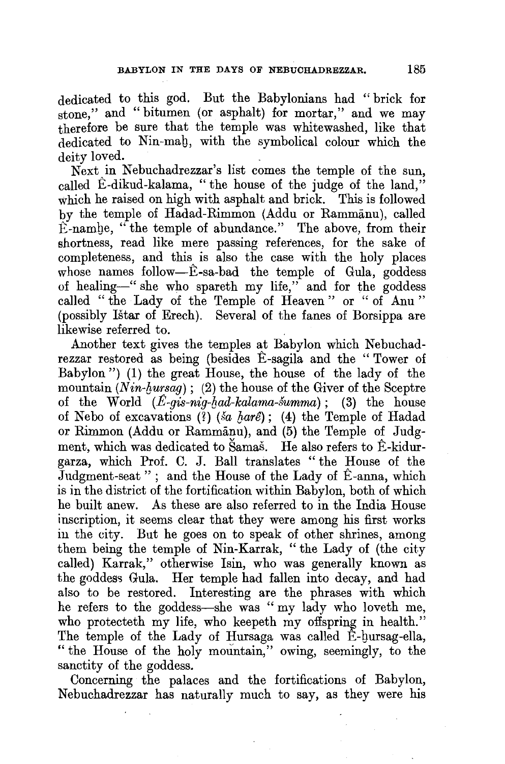dedicated to this god. But the Babylonians had "brick for stone," and "bitumen (or asphalt) for mortar," and we may therefore be sure that the temple was whitewashed, like that dedicated to Nin-maḫ, with the symbolical colour which the deity loved.

Next in Nebuchadrezzar's list comes the temple of the sun, called Ê-dikud-kalama, "the house of the judge of the land," which he raised on high with asphalt and brick. This is followed by the temple of Hadad-Rimmon (Addu or Rammānu), called Ê-namḫe, "the temple of abundance." The above, from their shortness, read like mere passing references, for the sake of completeness, and this is also the case with the holy places whose names follow—Ê-sa-bad the temple of Gula, goddess of healing—"she who spareth my life," and for the goddess called "the Lady of the Temple of Heaven" or "of Anu" (possibly Ištar of Erech). Several of the fanes of Borsippa are likewise referred to.

Another text gives the temples at Babylon which Nebuchadrezzar restored as being (besides Ê-sagila and the "Tower of Babylon") (1) the great House, the house of the lady of the mountain (*Nin-ḫursag*); (2) the house of the Giver of the Sceptre of the World (*Ê-gis-nig-ḫad-kalama-šumma*); (3) the house of Nebo of excavations (?) (*ša ḫarê*); (4) the Temple of Hadad or Rimmon (Addu or Rammānu), and (5) the Temple of Judgment, which was dedicated to Šamaš. He also refers to Ê-kidur-garza, which Prof. C. J. Ball translates "the House of the Judgment-seat"; and the House of the Lady of Ê-anna, which is in the district of the fortification within Babylon, both of which he built anew. As these are also referred to in the India House inscription, it seems clear that they were among his first works in the city. But he goes on to speak of other shrines, among them being the temple of Nin-Karrak, "the Lady of (the city called) Karrak," otherwise Isin, who was generally known as the goddess Gula. Her temple had fallen into decay, and had also to be restored. Interesting are the phrases with which he refers to the goddess—she was "my lady who loveth me, who protecteth my life, who keepeth my offspring in health." The temple of the Lady of Ḫursaga was called Ê-ḫursag-ella, "the House of the holy mountain," owing, seemingly, to the sanctity of the goddess.

Concerning the palaces and the fortifications of Babylon, Nebuchadrezzar has naturally much to say, as they were his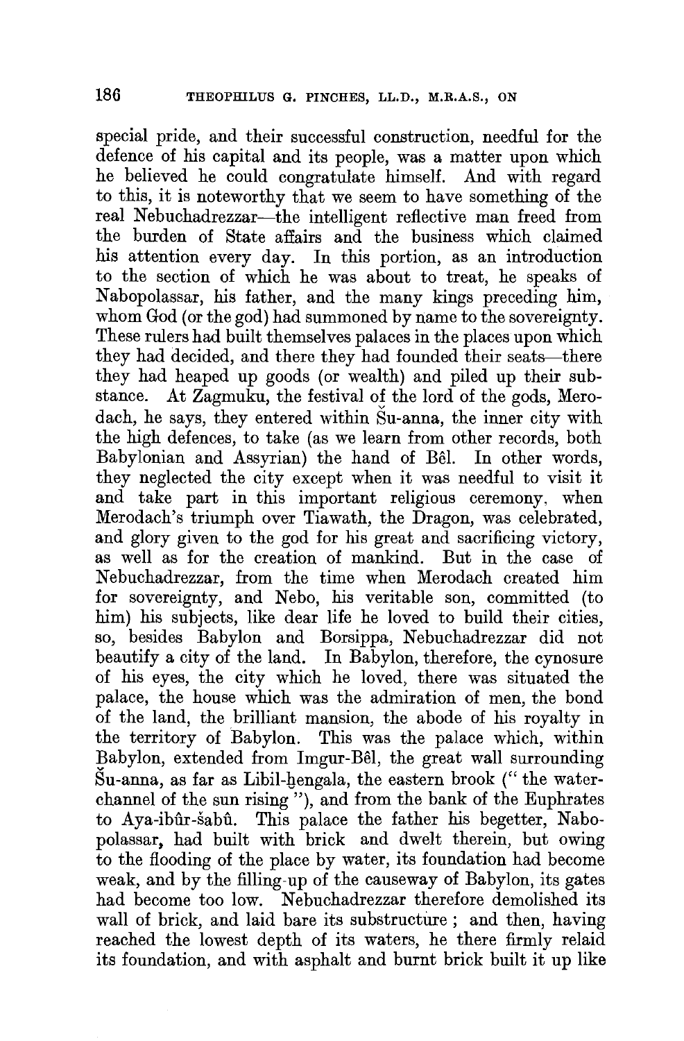special pride, and their successful construction, needful for the defence of his capital and its people, was a matter upon which he believed he could congratulate himself. And with regard to this, it is noteworthy that we seem to have something of the real Nebuchadrezzar—the intelligent reflective man freed from the burden of State affairs and the business which claimed his attention every day. In this portion, as an introduction to the section of which he was about to treat, he speaks of Nabopolassar, his father, and the many kings preceding him, whom God (or the god) had summoned by name to the sovereignty. These rulers had built themselves palaces in the places upon which they had decided, and there they had founded their seats—there they had heaped up goods (or wealth) and piled up their substance. At Zagmuku, the festival of the lord of the gods, Merodach, he says, they entered within Šu-anna, the inner city with the high defences, to take (as we learn from other records, both Babylonian and Assyrian) the hand of Bêl. In other words, they neglected the city except when it was needful to visit it and take part in this important religious ceremony, when Merodach's triumph over Tiawath, the Dragon, was celebrated, and glory given to the god for his great and sacrificing victory, as well as for the creation of mankind. But in the case of Nebuchadrezzar, from the time when Merodach created him for sovereignty, and Nebo, his veritable son, committed (to him) his subjects, like dear life he loved to build their cities, so, besides Babylon and Borsippa, Nebuchadrezzar did not beautify a city of the land. In Babylon, therefore, the cynosure of his eyes, the city which he loved, there was situated the palace, the house which was the admiration of men, the bond of the land, the brilliant mansion, the abode of his royalty in the territory of Babylon. This was the palace which, within Babylon, extended from Imgur-Bêl, the great wall surrounding Šu-anna, as far as Libil-ḫengala, the eastern brook ("the water-channel of the sun rising"), and from the bank of the Euphrates to Aya-ibûr-šabû. This palace the father his begetter, Nabopolassar, had built with brick and dwelt therein, but owing to the flooding of the place by water, its foundation had become weak, and by the filling-up of the causeway of Babylon, its gates had become too low. Nebuchadrezzar therefore demolished its wall of brick, and laid bare its substructure; and then, having reached the lowest depth of its waters, he there firmly relaid its foundation, and with asphalt and burnt brick built it up like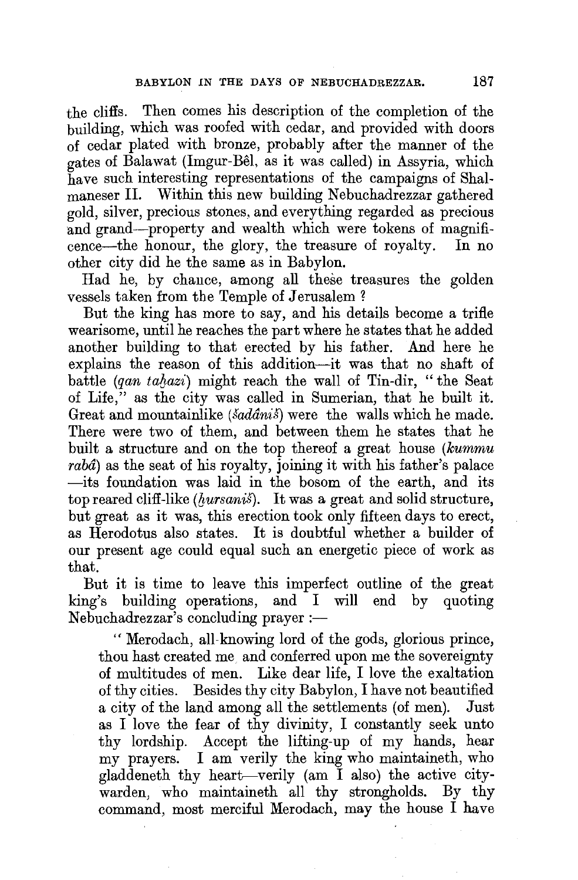the cliffs. Then comes his description of the completion of the building, which was roofed with cedar, and provided with doors of cedar plated with bronze, probably after the manner of the gates of Balawat (Imgur-Bêl, as it was called) in Assyria, which have such interesting representations of the campaigns of Shalmaneser II. Within this new building Nebuchadrezzar gathered gold, silver, precious stones, and everything regarded as precious and grand—property and wealth which were tokens of magnificence—the honour, the glory, the treasure of royalty. In no other city did he the same as in Babylon.

Had he, by chance, among all these treasures the golden vessels taken from the Temple of Jerusalem ?

But the king has more to say, and his details become a trifle wearisome, until he reaches the part where he states that he added another building to that erected by his father. And here he explains the reason of this addition—it was that no shaft of battle (*qan taḫazi*) might reach the wall of Tin-dir, "the Seat of Life," as the city was called in Sumerian, that he built it. Great and mountainlike (*šadâniš*) were the walls which he made. There were two of them, and between them he states that he built a structure and on the top thereof a great house (*kummu rabâ*) as the seat of his royalty, joining it with his father's palace—its foundation was laid in the bosom of the earth, and its top reared cliff-like (*ḫursaniš*). It was a great and solid structure, but great as it was, this erection took only fifteen days to erect, as Herodotus also states. It is doubtful whether a builder of our present age could equal such an energetic piece of work as that.

But it is time to leave this imperfect outline of the great king's building operations, and I will end by quoting Nebuchadrezzar's concluding prayer :—

> "Merodach, all-knowing lord of the gods, glorious prince, thou hast created me and conferred upon me the sovereignty of multitudes of men. Like dear life, I love the exaltation of thy cities. Besides thy city Babylon, I have not beautified a city of the land among all the settlements (of men). Just as I love the fear of thy divinity, I constantly seek unto thy lordship. Accept the lifting-up of my hands, hear my prayers. I am verily the king who maintaineth, who gladdeneth thy heart—verily (am I also) the active city-warden, who maintaineth all thy strongholds. By thy command, most merciful Merodach, may the house I have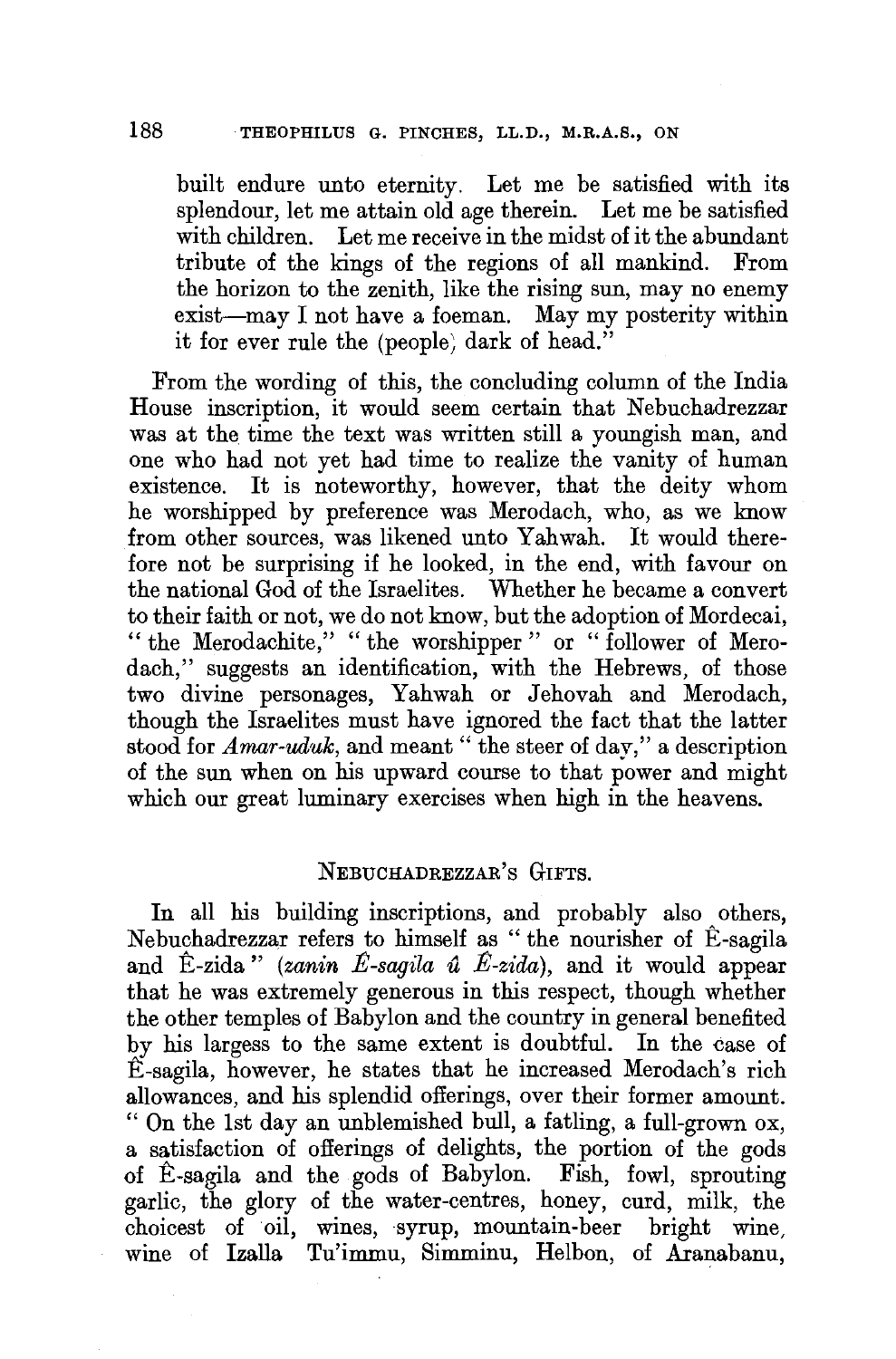built endure unto eternity. Let me be satisfied with its splendour, let me attain old age therein. Let me be satisfied with children. Let me receive in the midst of it the abundant tribute of the kings of the regions of all mankind. From the horizon to the zenith, like the rising sun, may no enemy exist—may I not have a foeman. May my posterity within it for ever rule the (people) dark of head."

From the wording of this, the concluding column of the India House inscription, it would seem certain that Nebuchadrezzar was at the time the text was written still a youngish man, and one who had not yet had time to realize the vanity of human existence. It is noteworthy, however, that the deity whom he worshipped by preference was Merodach, who, as we know from other sources, was likened unto Yahwah. It would therefore not be surprising if he looked, in the end, with favour on the national God of the Israelites. Whether he became a convert to their faith or not, we do not know, but the adoption of Mordecai, "the Merodachite," "the worshipper" or "follower of Merodach," suggests an identification, with the Hebrews, of those two divine personages, Yahwah or Jehovah and Merodach, though the Israelites must have ignored the fact that the latter stood for *Amar-uduk*, and meant "the steer of day," a description of the sun when on his upward course to that power and might which our great luminary exercises when high in the heavens.

## Nebuchadrezzar's Gifts.

In all his building inscriptions, and probably also others, Nebuchadrezzar refers to himself as "the nourisher of Ê-sagila and Ê-zida" (*zanin Ê-sagila û Ê-zida*), and it would appear that he was extremely generous in this respect, though whether the other temples of Babylon and the country in general benefited by his largess to the same extent is doubtful. In the case of Ê-sagila, however, he states that he increased Merodach's rich allowances, and his splendid offerings, over their former amount. "On the 1st day an unblemished bull, a fatling, a full-grown ox, a satisfaction of offerings of delights, the portion of the gods of Ê-sagila and the gods of Babylon. Fish, fowl, sprouting garlic, the glory of the water-centres, honey, curd, milk, the choicest of oil, wines, syrup, mountain-beer bright wine, wine of Izalla Tu'immu, Simminu, Helbon, of Aranabanu,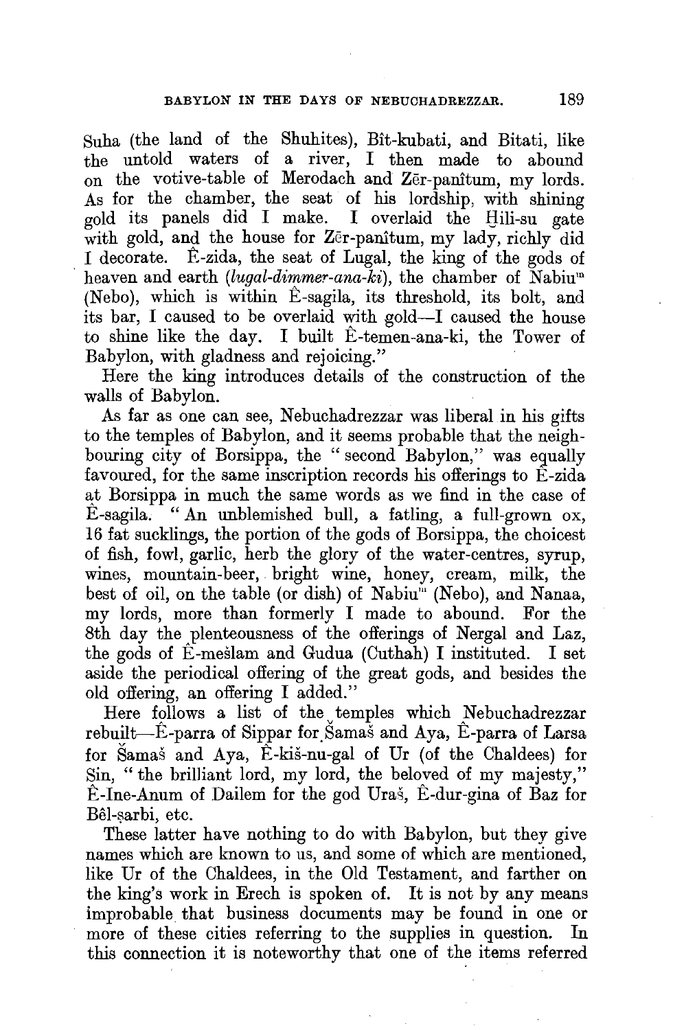Suha (the land of the Shuhites), Bît-kubati, and Bitati, like the untold waters of a river, I then made to abound on the votive-table of Merodach and Zēr-panîtum, my lords. As for the chamber, the seat of his lordship, with shining gold its panels did I make. I overlaid the Ḫili-su gate with gold, and the house for Zēr-panîtum, my lady, richly did I decorate. Ê-zida, the seat of Lugal, the king of the gods of heaven and earth (*lugal-dimmer-ana-ki*), the chamber of Nabiu[m] (Nebo), which is within Ê-sagila, its threshold, its bolt, and its bar, I caused to be overlaid with gold—I caused the house to shine like the day. I built Ê-temen-ana-ki, the Tower of Babylon, with gladness and rejoicing."

Here the king introduces details of the construction of the walls of Babylon.

As far as one can see, Nebuchadrezzar was liberal in his gifts to the temples of Babylon, and it seems probable that the neighbouring city of Borsippa, the "second Babylon," was equally favoured, for the same inscription records his offerings to Ê-zida at Borsippa in much the same words as we find in the case of Ê-sagila. "An unblemished bull, a fatling, a full-grown ox, 16 fat sucklings, the portion of the gods of Borsippa, the choicest of fish, fowl, garlic, herb the glory of the water-centres, syrup, wines, mountain-beer, bright wine, honey, cream, milk, the best of oil, on the table (or dish) of Nabiu[m] (Nebo), and Nanaa, my lords, more than formerly I made to abound. For the 8th day the plenteousness of the offerings of Nergal and Laz, the gods of Ê-meślam and Gudua (Cuthah) I instituted. I set aside the periodical offering of the great gods, and besides the old offering, an offering I added."

Here follows a list of the temples which Nebuchadrezzar rebuilt—Ê-parra of Sippar for Šamaš and Aya, Ê-parra of Larsa for Šamaš and Aya, Ê-kiš-nu-gal of Ur (of the Chaldees) for Sin, "the brilliant lord, my lord, the beloved of my majesty," Ê-Ine-Anum of Dailem for the god Uraš, Ê-dur-gina of Baz for Bêl-ṣarbi, etc.

These latter have nothing to do with Babylon, but they give names which are known to us, and some of which are mentioned, like Ur of the Chaldees, in the Old Testament, and farther on the king's work in Erech is spoken of. It is not by any means improbable that business documents may be found in one or more of these cities referring to the supplies in question. In this connection it is noteworthy that one of the items referred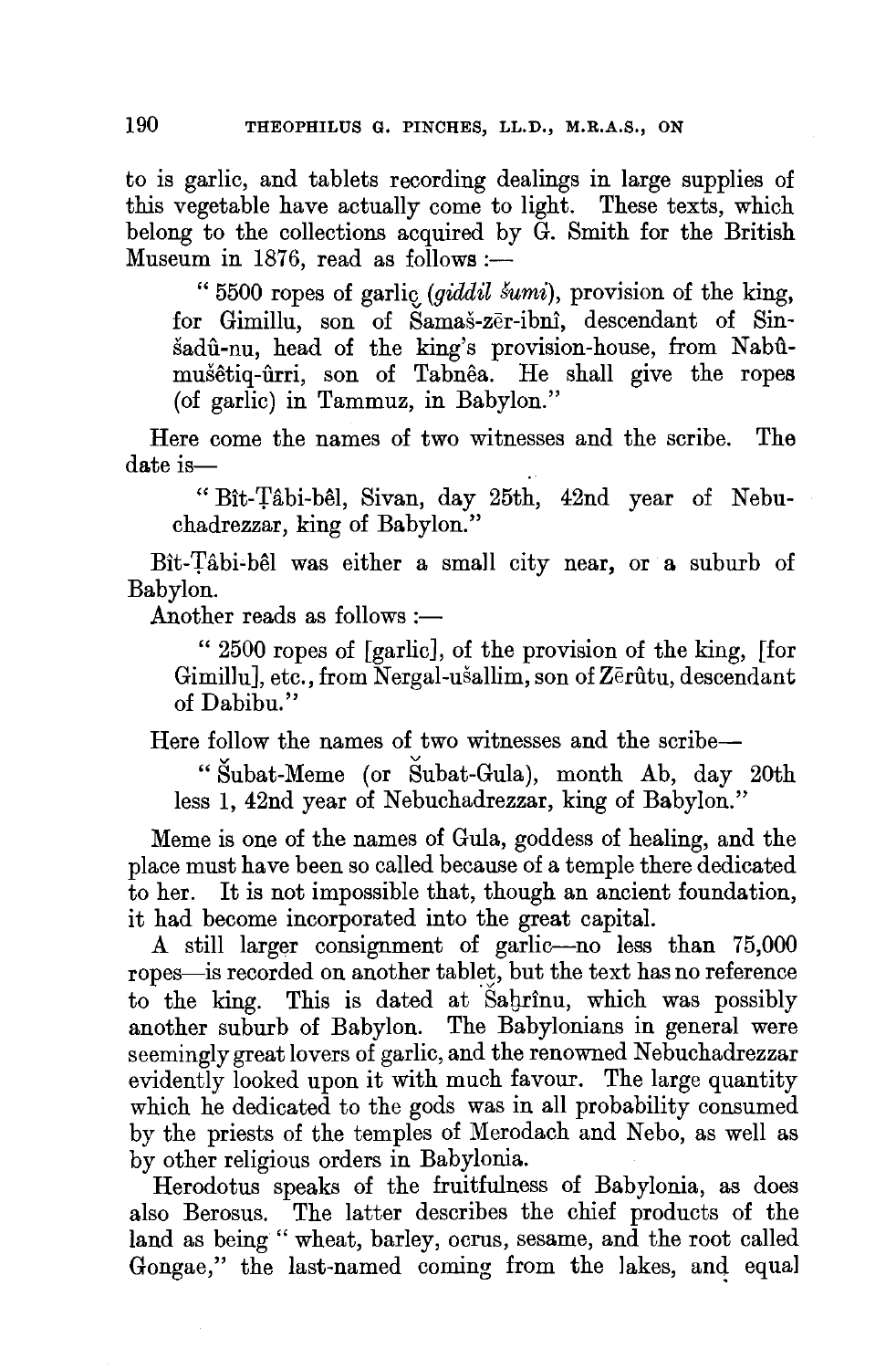to is garlic, and tablets recording dealings in large supplies of this vegetable have actually come to light. These texts, which belong to the collections acquired by G. Smith for the British Museum in 1876, read as follows :—

> " 5500 ropes of garlic (*giddil šumi*), provision of the king, for Gimillu, son of Šamaš-zēr-ibnî, descendant of Sin-šadû-nu, head of the king's provision-house, from Nabû-mušêtiq-ûrri, son of Tabnêa. He shall give the ropes (of garlic) in Tammuz, in Babylon."

Here come the names of two witnesses and the scribe. The date is—

> " Bît-Ṭâbi-bêl, Sivan, day 25th, 42nd year of Nebuchadrezzar, king of Babylon."

Bît-Ṭâbi-bêl was either a small city near, or a suburb of Babylon.

Another reads as follows :—

> " 2500 ropes of [garlic], of the provision of the king, [for Gimillu], etc., from Nergal-ušallim, son of Zērûtu, descendant of Dabibu."

Here follow the names of two witnesses and the scribe—

> " Šubat-Meme (or Šubat-Gula), month Ab, day 20th less 1, 42nd year of Nebuchadrezzar, king of Babylon."

Meme is one of the names of Gula, goddess of healing, and the place must have been so called because of a temple there dedicated to her. It is not impossible that, though an ancient foundation, it had become incorporated into the great capital.

A still larger consignment of garlic—no less than 75,000 ropes—is recorded on another tablet, but the text has no reference to the king. This is dated at Šaḫrînu, which was possibly another suburb of Babylon. The Babylonians in general were seemingly great lovers of garlic, and the renowned Nebuchadrezzar evidently looked upon it with much favour. The large quantity which he dedicated to the gods was in all probability consumed by the priests of the temples of Merodach and Nebo, as well as by other religious orders in Babylonia.

Herodotus speaks of the fruitfulness of Babylonia, as does also Berosus. The latter describes the chief products of the land as being " wheat, barley, ocrus, sesame, and the root called Gongae," the last-named coming from the lakes, and equal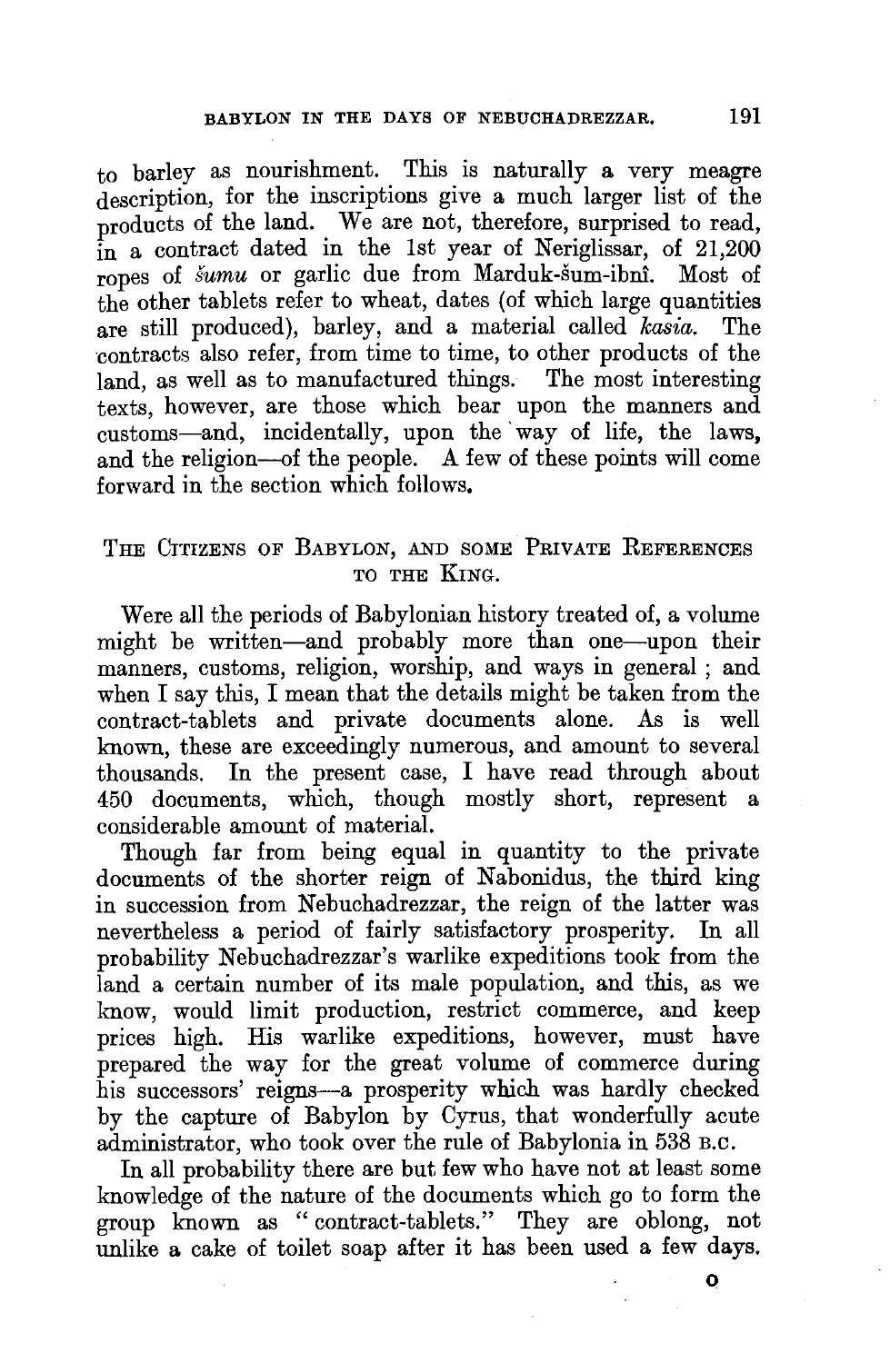to barley as nourishment. This is naturally a very meagre description, for the inscriptions give a much larger list of the products of the land. We are not, therefore, surprised to read, in a contract dated in the 1st year of Neriglissar, of 21,200 ropes of *šumu* or garlic due from Marduk-šum-ibnî. Most of the other tablets refer to wheat, dates (of which large quantities are still produced), barley, and a material called *kasia*. The contracts also refer, from time to time, to other products of the land, as well as to manufactured things. The most interesting texts, however, are those which bear upon the manners and customs—and, incidentally, upon the way of life, the laws, and the religion—of the people. A few of these points will come forward in the section which follows.

## The Citizens of Babylon, and some Private References to the King.

Were all the periods of Babylonian history treated of, a volume might be written—and probably more than one—upon their manners, customs, religion, worship, and ways in general; and when I say this, I mean that the details might be taken from the contract-tablets and private documents alone. As is well known, these are exceedingly numerous, and amount to several thousands. In the present case, I have read through about 450 documents, which, though mostly short, represent a considerable amount of material.

Though far from being equal in quantity to the private documents of the shorter reign of Nabonidus, the third king in succession from Nebuchadrezzar, the reign of the latter was nevertheless a period of fairly satisfactory prosperity. In all probability Nebuchadrezzar's warlike expeditions took from the land a certain number of its male population, and this, as we know, would limit production, restrict commerce, and keep prices high. His warlike expeditions, however, must have prepared the way for the great volume of commerce during his successors' reigns—a prosperity which was hardly checked by the capture of Babylon by Cyrus, that wonderfully acute administrator, who took over the rule of Babylonia in 538 B.C.

In all probability there are but few who have not at least some knowledge of the nature of the documents which go to form the group known as "contract-tablets." They are oblong, not unlike a cake of toilet soap after it has been used a few days.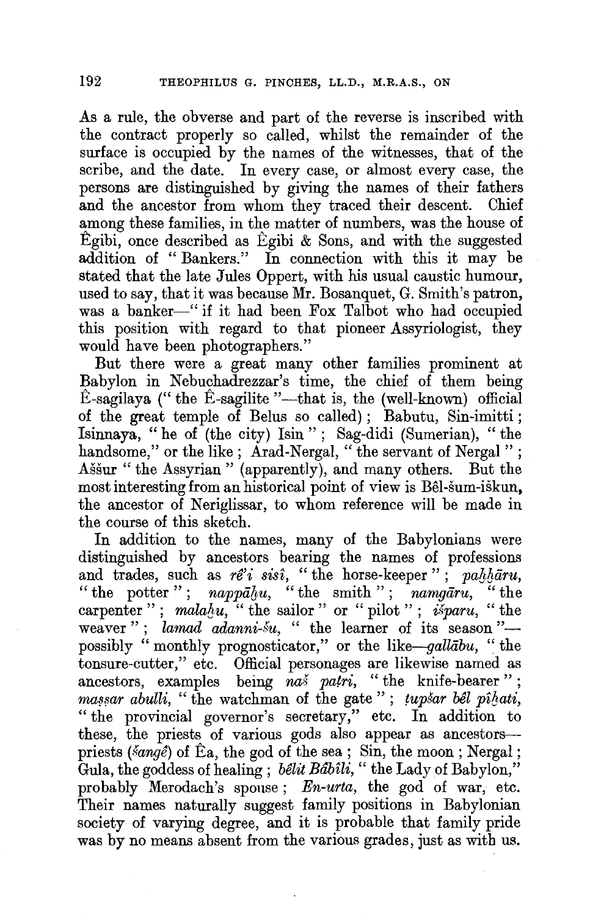As a rule, the obverse and part of the reverse is inscribed with the contract properly so called, whilst the remainder of the surface is occupied by the names of the witnesses, that of the scribe, and the date. In every case, or almost every case, the persons are distinguished by giving the names of their fathers and the ancestor from whom they traced their descent. Chief among these families, in the matter of numbers, was the house of Êgibi, once described as Êgibi & Sons, and with the suggested addition of "Bankers." In connection with this it may be stated that the late Jules Oppert, with his usual caustic humour, used to say, that it was because Mr. Bosanquet, G. Smith's patron, was a banker—"if it had been Fox Talbot who had occupied this position with regard to that pioneer Assyriologist, they would have been photographers."

But there were a great many other families prominent at Babylon in Nebuchadrezzar's time, the chief of them being Ê-sagilaya ("the Ê-sagilite"—that is, the (well-known) official of the great temple of Belus so called); Babutu, Sin-imitti; Isinnaya, "he of (the city) Isin"; Sag-didi (Sumerian), "the handsome," or the like; Arad-Nergal, "the servant of Nergal"; Aššur "the Assyrian" (apparently), and many others. But the most interesting from an historical point of view is Bêl-šum-iškun, the ancestor of Neriglissar, to whom reference will be made in the course of this sketch.

In addition to the names, many of the Babylonians were distinguished by ancestors bearing the names of professions and trades, such as *rê'i sisî*, "the horse-keeper"; *paḫḫāru*, "the potter"; *nappāḫu*, "the smith"; *namgāru*, "the carpenter"; *malaḫu*, "the sailor" or "pilot"; *išparu*, "the weaver"; *lamad adanni-šu*, "the learner of its season"—possibly "monthly prognosticator," or the like—*gallābu*, "the tonsure-cutter," etc. Official personages are likewise named as ancestors, examples being *naš paṭri*, "the knife-bearer"; *maṣṣar abulli*, "the watchman of the gate"; *ṭupšar bêl pîḫati*, "the provincial governor's secretary," etc. In addition to these, the priests of various gods also appear as ancestors—priests (*šangê*) of Êa, the god of the sea; Sin, the moon; Nergal; Gula, the goddess of healing; *bêlit Bâbîli*, "the Lady of Babylon," probably Merodach's spouse; *En-urta*, the god of war, etc. Their names naturally suggest family positions in Babylonian society of varying degree, and it is probable that family pride was by no means absent from the various grades, just as with us.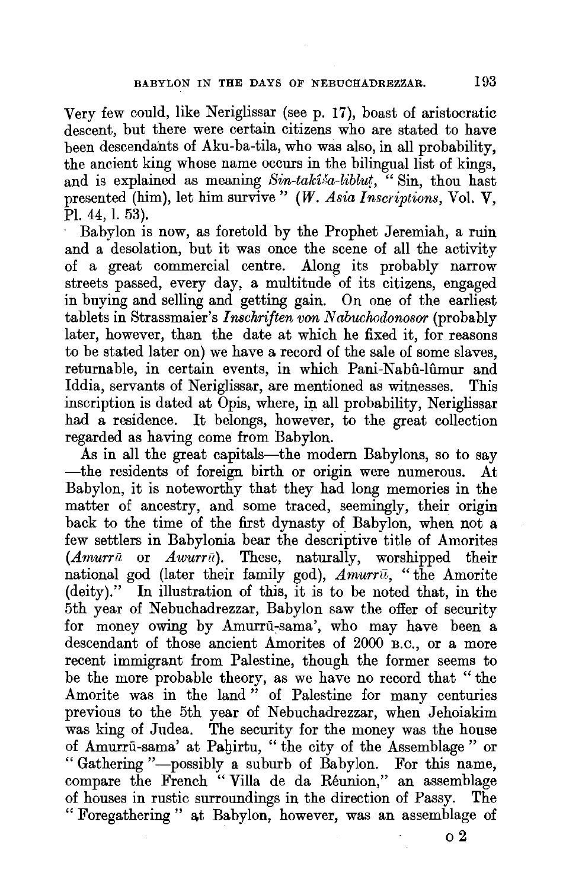Very few could, like Neriglissar (see p. 17), boast of aristocratic descent, but there were certain citizens who are stated to have been descendants of Aku-ba-tila, who was also, in all probability, the ancient king whose name occurs in the bilingual list of kings, and is explained as meaning *Sin-takîša-liblut*, "Sin, thou hast presented (him), let him survive" (*W. Asia Inscriptions*, Vol. V, Pl. 44, l. 53).

Babylon is now, as foretold by the Prophet Jeremiah, a ruin and a desolation, but it was once the scene of all the activity of a great commercial centre. Along its probably narrow streets passed, every day, a multitude of its citizens, engaged in buying and selling and getting gain. On one of the earliest tablets in Strassmaier's *Inschriften von Nabuchodonosor* (probably later, however, than the date at which he fixed it, for reasons to be stated later on) we have a record of the sale of some slaves, returnable, in certain events, in which Pani-Nabû-lûmur and Iddia, servants of Neriglissar, are mentioned as witnesses. This inscription is dated at Opis, where, in all probability, Neriglissar had a residence. It belongs, however, to the great collection regarded as having come from Babylon.

As in all the great capitals—the modern Babylons, so to say—the residents of foreign birth or origin were numerous. At Babylon, it is noteworthy that they had long memories in the matter of ancestry, and some traced, seemingly, their origin back to the time of the first dynasty of Babylon, when not a few settlers in Babylonia bear the descriptive title of Amorites (*Amurrû* or *Awurrû*). These, naturally, worshipped their national god (later their family god), *Amurrû*, "the Amorite (deity)." In illustration of this, it is to be noted that, in the 5th year of Nebuchadrezzar, Babylon saw the offer of security for money owing by Amurrû-sama', who may have been a descendant of those ancient Amorites of 2000 B.C., or a more recent immigrant from Palestine, though the former seems to be the more probable theory, as we have no record that "the Amorite was in the land" of Palestine for many centuries previous to the 5th year of Nebuchadrezzar, when Jehoiakim was king of Judea. The security for the money was the house of Amurrû-sama' at Paḫirtu, "the city of the Assemblage" or "Gathering"—possibly a suburb of Babylon. For this name, compare the French "Villa de da Réunion," an assemblage of houses in rustic surroundings in the direction of Passy. The "Foregathering" at Babylon, however, was an assemblage of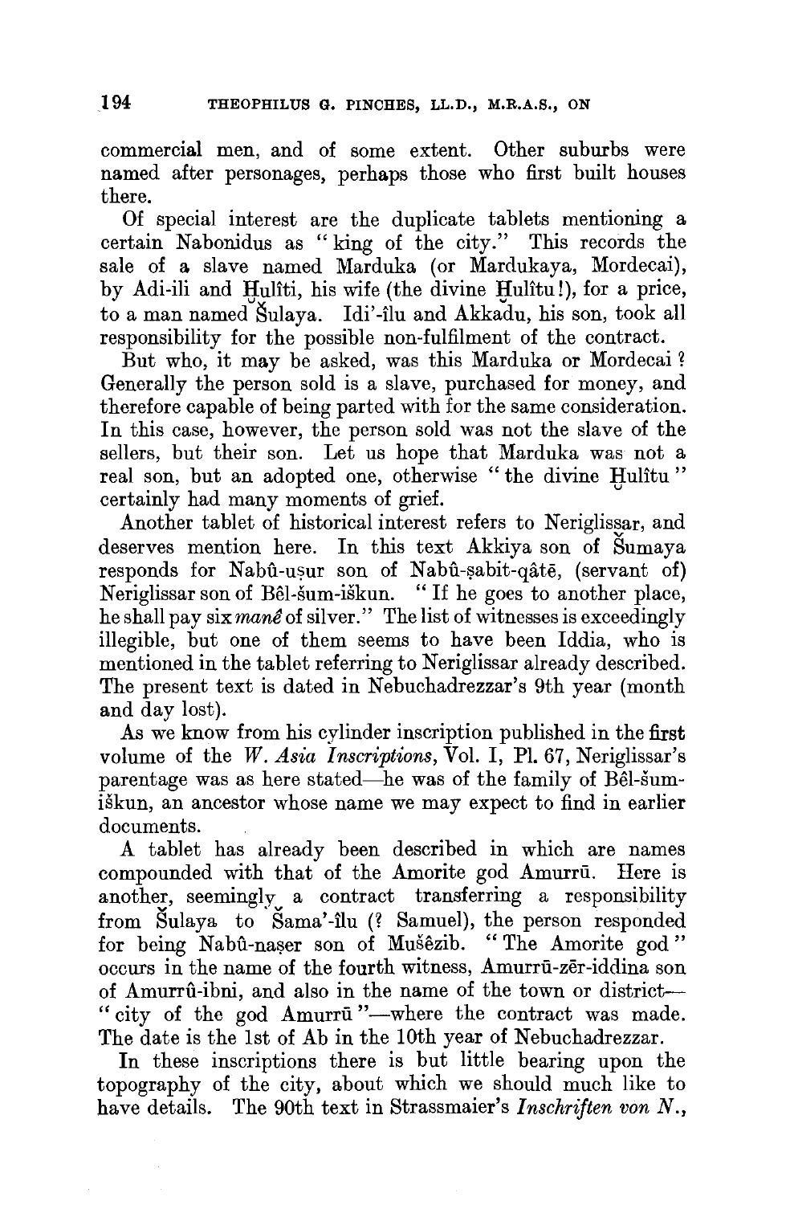commercial men, and of some extent. Other suburbs were named after personages, perhaps those who first built houses there.

Of special interest are the duplicate tablets mentioning a certain Nabonidus as "king of the city." This records the sale of a slave named Marduka (or Mardukaya, Mordecai), by Adi-ili and Ḫulîti, his wife (the divine Ḫulîtu!), for a price, to a man named Šulaya. Idi'-îlu and Akkadu, his son, took all responsibility for the possible non-fulfilment of the contract.

But who, it may be asked, was this Marduka or Mordecai? Generally the person sold is a slave, purchased for money, and therefore capable of being parted with for the same consideration. In this case, however, the person sold was not the slave of the sellers, but their son. Let us hope that Marduka was not a real son, but an adopted one, otherwise "the divine Ḫulîtu" certainly had many moments of grief.

Another tablet of historical interest refers to Neriglissar, and deserves mention here. In this text Akkiya son of Šumaya responds for Nabû-uṣur son of Nabû-ṣabit-qâtē, (servant of) Neriglissar son of Bêl-šum-iškun. "If he goes to another place, he shall pay six *manê* of silver." The list of witnesses is exceedingly illegible, but one of them seems to have been Iddia, who is mentioned in the tablet referring to Neriglissar already described. The present text is dated in Nebuchadrezzar's 9th year (month and day lost).

As we know from his cylinder inscription published in the first volume of the *W. Asia Inscriptions*, Vol. I, Pl. 67, Neriglissar's parentage was as here stated—he was of the family of Bêl-šum-iškun, an ancestor whose name we may expect to find in earlier documents.

A tablet has already been described in which are names compounded with that of the Amorite god Amurrū. Here is another, seemingly a contract transferring a responsibility from Šulaya to Šama'-îlu (? Samuel), the person responded for being Nabû-naṣer son of Mušêzib. "The Amorite god" occurs in the name of the fourth witness, Amurrū-zēr-iddina son of Amurrû-ibni, and also in the name of the town or district—"city of the god Amurrū"—where the contract was made. The date is the 1st of Ab in the 10th year of Nebuchadrezzar.

In these inscriptions there is but little bearing upon the topography of the city, about which we should much like to have details. The 90th text in Strassmaier's *Inschriften von N.*,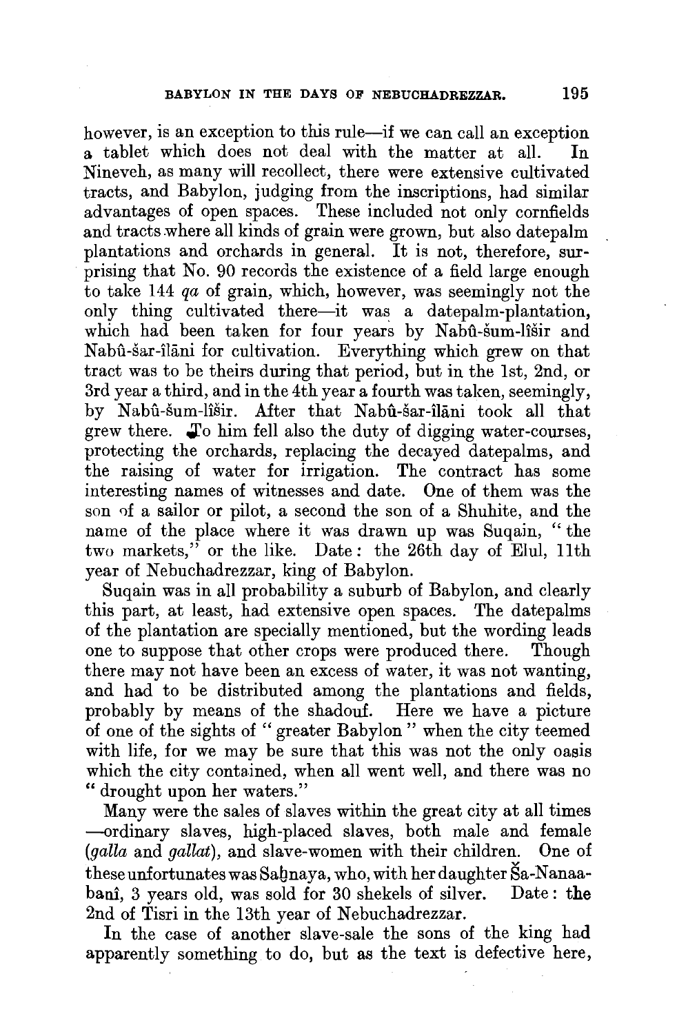however, is an exception to this rule—if we can call an exception a tablet which does not deal with the matter at all. In Nineveh, as many will recollect, there were extensive cultivated tracts, and Babylon, judging from the inscriptions, had similar advantages of open spaces. These included not only cornfields and tracts where all kinds of grain were grown, but also datepalm plantations and orchards in general. It is not, therefore, surprising that No. 90 records the existence of a field large enough to take 144 *qa* of grain, which, however, was seemingly not the only thing cultivated there—it was a datepalm-plantation, which had been taken for four years by Nabû-šum-lîšir and Nabû-šar-îlâni for cultivation. Everything which grew on that tract was to be theirs during that period, but in the 1st, 2nd, or 3rd year a third, and in the 4th year a fourth was taken, seemingly, by Nabû-šum-lîšir. After that Nabû-šar-îlâni took all that grew there. To him fell also the duty of digging water-courses, protecting the orchards, replacing the decayed datepalms, and the raising of water for irrigation. The contract has some interesting names of witnesses and date. One of them was the son of a sailor or pilot, a second the son of a Shuhite, and the name of the place where it was drawn up was Suqain, "the two markets," or the like. Date: the 26th day of Elul, 11th year of Nebuchadrezzar, king of Babylon.

Suqain was in all probability a suburb of Babylon, and clearly this part, at least, had extensive open spaces. The datepalms of the plantation are specially mentioned, but the wording leads one to suppose that other crops were produced there. Though there may not have been an excess of water, it was not wanting, and had to be distributed among the plantations and fields, probably by means of the shadouf. Here we have a picture of one of the sights of "greater Babylon" when the city teemed with life, for we may be sure that this was not the only oasis which the city contained, when all went well, and there was no "drought upon her waters."

Many were the sales of slaves within the great city at all times —ordinary slaves, high-placed slaves, both male and female (*galla* and *gallat*), and slave-women with their children. One of these unfortunates was Saḫnaya, who, with her daughter Ša-Nanaa-banî, 3 years old, was sold for 30 shekels of silver. Date: the 2nd of Tisri in the 13th year of Nebuchadrezzar.

In the case of another slave-sale the sons of the king had apparently something to do, but as the text is defective here,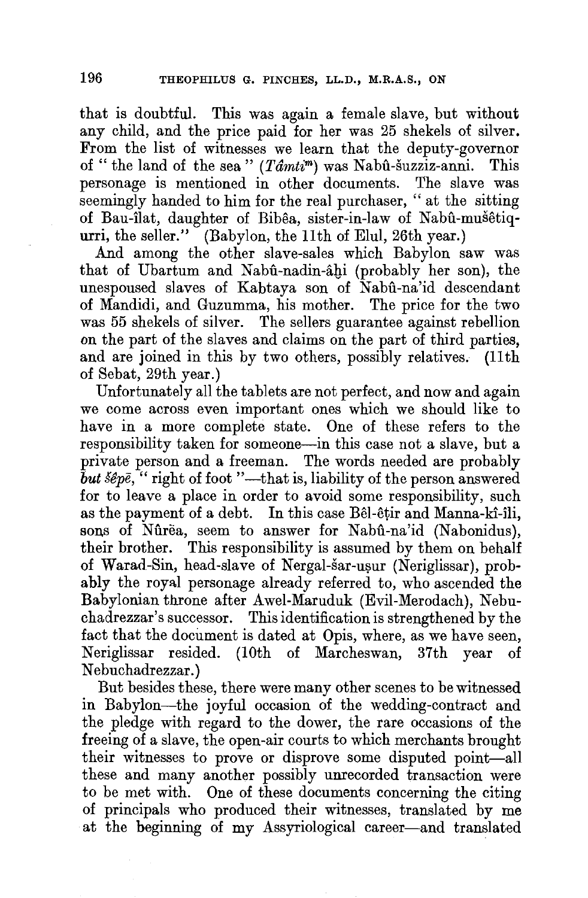that is doubtful. This was again a female slave, but without any child, and the price paid for her was 25 shekels of silver. From the list of witnesses we learn that the deputy-governor of "the land of the sea" (*Tâmti*$^{m}$) was Nabû-šuzziz-anni. This personage is mentioned in other documents. The slave was seemingly handed to him for the real purchaser, "at the sitting of Bau-îlat, daughter of Bibêa, sister-in-law of Nabû-mušêtiq-urri, the seller." (Babylon, the 11th of Elul, 26th year.)

And among the other slave-sales which Babylon saw was that of Ubartum and Nabû-nadin-âḫi (probably her son), the unespoused slaves of Kabtaya son of Nabû-na'id descendant of Mandidi, and Guzumma, his mother. The price for the two was 55 shekels of silver. The sellers guarantee against rebellion on the part of the slaves and claims on the part of third parties, and are joined in this by two others, possibly relatives. (11th of Sebat, 29th year.)

Unfortunately all the tablets are not perfect, and now and again we come across even important ones which we should like to have in a more complete state. One of these refers to the responsibility taken for someone—in this case not a slave, but a private person and a freeman. The words needed are probably *but šêpē*, "right of foot"—that is, liability of the person answered for to leave a place in order to avoid some responsibility, such as the payment of a debt. In this case Bêl-êṭir and Manna-kî-îli, sons of Nûrēa, seem to answer for Nabû-na'id (Nabonidus), their brother. This responsibility is assumed by them on behalf of Warad-Sin, head-slave of Nergal-šar-uṣur (Neriglissar), probably the royal personage already referred to, who ascended the Babylonian throne after Awel-Maruduk (Evil-Merodach), Nebuchadrezzar's successor. This identification is strengthened by the fact that the document is dated at Opis, where, as we have seen, Neriglissar resided. (10th of Marcheswan, 37th year of Nebuchadrezzar.)

But besides these, there were many other scenes to be witnessed in Babylon—the joyful occasion of the wedding-contract and the pledge with regard to the dower, the rare occasions of the freeing of a slave, the open-air courts to which merchants brought their witnesses to prove or disprove some disputed point—all these and many another possibly unrecorded transaction were to be met with. One of these documents concerning the citing of principals who produced their witnesses, translated by me at the beginning of my Assyriological career—and translated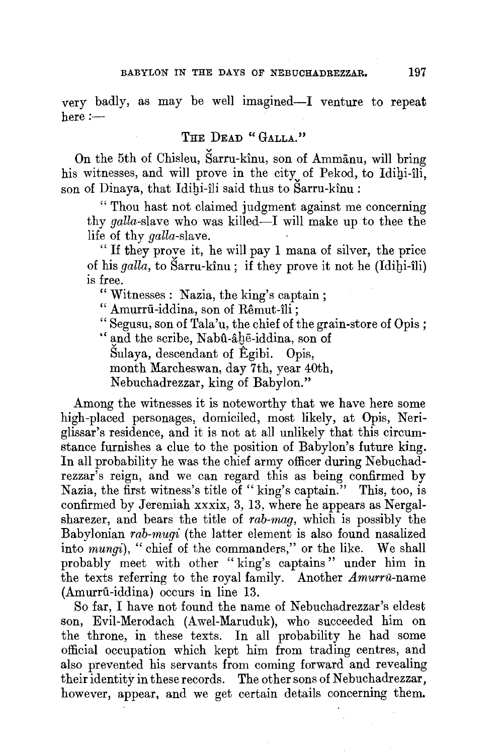very badly, as may be well imagined—I venture to repeat here :—

### The Dead "Galla."

On the 5th of Chisleu, Šarru-kînu, son of Ammānu, will bring his witnesses, and will prove in the city of Pekod, to Idiḫi-îli, son of Dinaya, that Idiḫi-îli said thus to Šarru-kînu :

> "Thou hast not claimed judgment against me concerning thy *galla*-slave who was killed—I will make up to thee the life of thy *galla*-slave.
>
> "If they prove it, he will pay 1 mana of silver, the price of his *galla*, to Šarru-kînu ; if they prove it not he (Idiḫi-îli) is free.
>
> "Witnesses : Nazia, the king's captain ;
>
> "Amurrū-iddina, son of Rêmut-îli ;
>
> "Segusu, son of Tala'u, the chief of the grain-store of Opis ;
>
> "and the scribe, Nabû-âḫē-iddina, son of
> Šulaya, descendant of Êgibi. Opis,
> month Marcheswan, day 7th, year 40th,
> Nebuchadrezzar, king of Babylon."

Among the witnesses it is noteworthy that we have here some high-placed personages, domiciled, most likely, at Opis, Neriglissar's residence, and it is not at all unlikely that this circumstance furnishes a clue to the position of Babylon's future king. In all probability he was the chief army officer during Nebuchadrezzar's reign, and we can regard this as being confirmed by Nazia, the first witness's title of "king's captain." This, too, is confirmed by Jeremiah xxxix, 3, 13, where he appears as Nergal-sharezer, and bears the title of *rab-mag*, which is possibly the Babylonian *rab-mugi* (the latter element is also found nasalized into *mungi*), "chief of the commanders," or the like. We shall probably meet with other "king's captains" under him in the texts referring to the royal family. Another *Amurrū*-name (Amurrū-iddina) occurs in line 13.

So far, I have not found the name of Nebuchadrezzar's eldest son, Evil-Merodach (Awel-Maruduk), who succeeded him on the throne, in these texts. In all probability he had some official occupation which kept him from trading centres, and also prevented his servants from coming forward and revealing their identity in these records. The other sons of Nebuchadrezzar, however, appear, and we get certain details concerning them.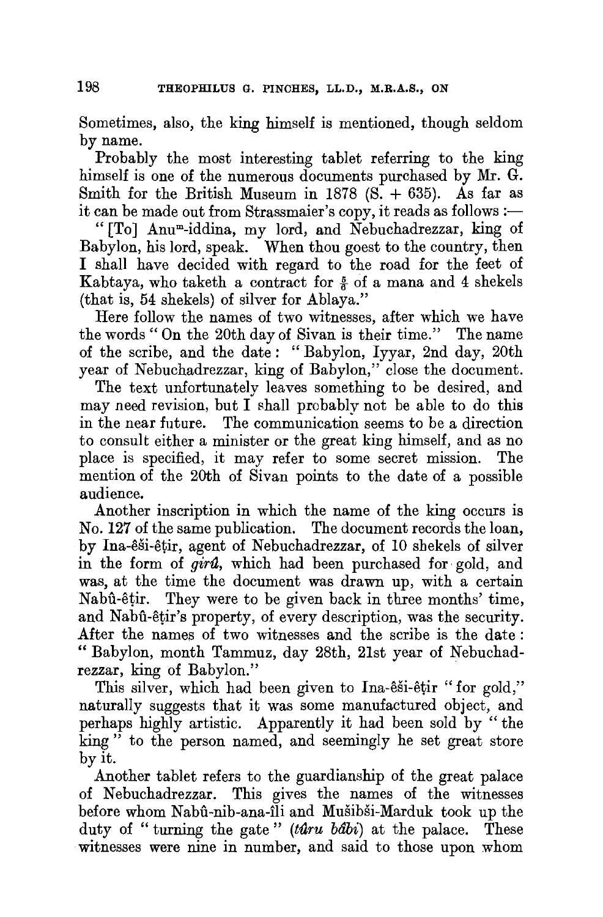Sometimes, also, the king himself is mentioned, though seldom by name.

Probably the most interesting tablet referring to the king himself is one of the numerous documents purchased by Mr. G. Smith for the British Museum in 1878 (S. + 635). As far as it can be made out from Strassmaier's copy, it reads as follows :—

"[To] Anu[m]-iddina, my lord, and Nebuchadrezzar, king of Babylon, his lord, speak. When thou goest to the country, then I shall have decided with regard to the road for the feet of Kabtaya, who taketh a contract for $\frac{5}{6}$ of a mana and 4 shekels (that is, 54 shekels) of silver for Ablaya."

Here follow the names of two witnesses, after which we have the words "On the 20th day of Sivan is their time." The name of the scribe, and the date: "Babylon, Iyyar, 2nd day, 20th year of Nebuchadrezzar, king of Babylon," close the document.

The text unfortunately leaves something to be desired, and may need revision, but I shall probably not be able to do this in the near future. The communication seems to be a direction to consult either a minister or the great king himself, and as no place is specified, it may refer to some secret mission. The mention of the 20th of Sivan points to the date of a possible audience.

Another inscription in which the name of the king occurs is No. 127 of the same publication. The document records the loan, by Ina-êši-êṭir, agent of Nebuchadrezzar, of 10 shekels of silver in the form of *girû*, which had been purchased for gold, and was, at the time the document was drawn up, with a certain Nabû-êṭir. They were to be given back in three months' time, and Nabû-êṭir's property, of every description, was the security. After the names of two witnesses and the scribe is the date: "Babylon, month Tammuz, day 28th, 21st year of Nebuchadrezzar, king of Babylon."

This silver, which had been given to Ina-êši-êṭir "for gold," naturally suggests that it was some manufactured object, and perhaps highly artistic. Apparently it had been sold by "the king" to the person named, and seemingly he set great store by it.

Another tablet refers to the guardianship of the great palace of Nebuchadrezzar. This gives the names of the witnesses before whom Nabû-nib-ana-îli and Mušibši-Marduk took up the duty of "turning the gate" (*târu bâbi*) at the palace. These witnesses were nine in number, and said to those upon whom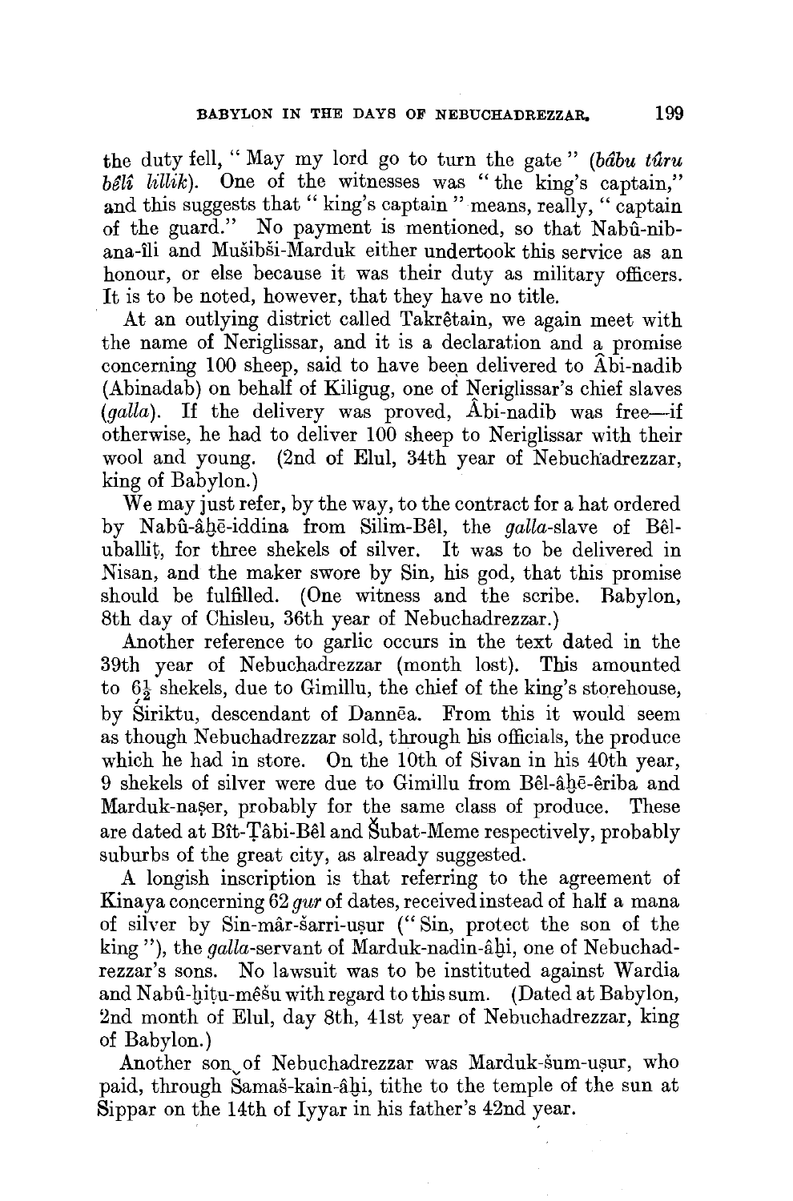the duty fell, "May my lord go to turn the gate" (*bâbu târu bêlî lillik*). One of the witnesses was "the king's captain," and this suggests that "king's captain" means, really, "captain of the guard." No payment is mentioned, so that Nabû-nib-ana-îli and Mušibši-Marduk either undertook this service as an honour, or else because it was their duty as military officers. It is to be noted, however, that they have no title.

At an outlying district called Takrêtain, we again meet with the name of Neriglissar, and it is a declaration and a promise concerning 100 sheep, said to have been delivered to Âbi-nadib (Abinadab) on behalf of Kiligug, one of Neriglissar's chief slaves (*galla*). If the delivery was proved, Âbi-nadib was free—if otherwise, he had to deliver 100 sheep to Neriglissar with their wool and young. (2nd of Elul, 34th year of Nebuchadrezzar, king of Babylon.)

We may just refer, by the way, to the contract for a hat ordered by Nabû-aḫē-iddina from Silim-Bêl, the *galla*-slave of Bêl-uballiṭ, for three shekels of silver. It was to be delivered in Nisan, and the maker swore by Sin, his god, that this promise should be fulfilled. (One witness and the scribe. Babylon, 8th day of Chisleu, 36th year of Nebuchadrezzar.)

Another reference to garlic occurs in the text dated in the 39th year of Nebuchadrezzar (month lost). This amounted to $6\frac{1}{2}$ shekels, due to Gimillu, the chief of the king's storehouse, by Śiriktu, descendant of Dannēa. From this it would seem as though Nebuchadrezzar sold, through his officials, the produce which he had in store. On the 10th of Sivan in his 40th year, 9 shekels of silver were due to Gimillu from Bêl-aḫē-êriba and Marduk-naṣer, probably for the same class of produce. These are dated at Bît-Ṭâbi-Bêl and Šubat-Meme respectively, probably suburbs of the great city, as already suggested.

A longish inscription is that referring to the agreement of Kinaya concerning 62 *gur* of dates, received instead of half a mana of silver by Sin-mâr-šarri-uṣur ("Sin, protect the son of the king"), the *galla*-servant of Marduk-nadin-aḫi, one of Nebuchadrezzar's sons. No lawsuit was to be instituted against Wardia and Nabû-ḫiṭu-mêšu with regard to this sum. (Dated at Babylon, 2nd month of Elul, day 8th, 41st year of Nebuchadrezzar, king of Babylon.)

Another son of Nebuchadrezzar was Marduk-šum-uṣur, who paid, through Samaš-kain-aḫi, tithe to the temple of the sun at Sippar on the 14th of Iyyar in his father's 42nd year.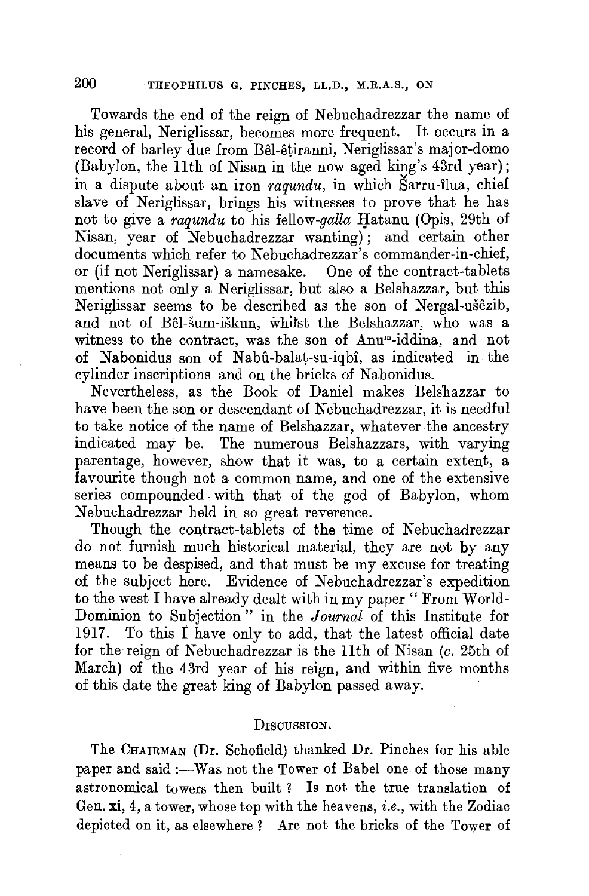Towards the end of the reign of Nebuchadrezzar the name of his general, Neriglissar, becomes more frequent. It occurs in a record of barley due from Bêl-êṭiranni, Neriglissar's major-domo (Babylon, the 11th of Nisan in the now aged king's 43rd year); in a dispute about an iron *raqundu*, in which Šarru-îlua, chief slave of Neriglissar, brings his witnesses to prove that he has not to give a *raqundu* to his fellow-*galla* Ḫatanu (Opis, 29th of Nisan, year of Nebuchadrezzar wanting); and certain other documents which refer to Nebuchadrezzar's commander-in-chief, or (if not Neriglissar) a namesake. One of the contract-tablets mentions not only a Neriglissar, but also a Belshazzar, but this Neriglissar seems to be described as the son of Nergal-ušêzib, and not of Bêl-šum-iškun, whilst the Belshazzar, who was a witness to the contract, was the son of Anu$^{m}$-iddina, and not of Nabonidus son of Nabû-balaṭ-su-iqbî, as indicated in the cylinder inscriptions and on the bricks of Nabonidus.

Nevertheless, as the Book of Daniel makes Belshazzar to have been the son or descendant of Nebuchadrezzar, it is needful to take notice of the name of Belshazzar, whatever the ancestry indicated may be. The numerous Belshazzars, with varying parentage, however, show that it was, to a certain extent, a favourite though not a common name, and one of the extensive series compounded with that of the god of Babylon, whom Nebuchadrezzar held in so great reverence.

Though the contract-tablets of the time of Nebuchadrezzar do not furnish much historical material, they are not by any means to be despised, and that must be my excuse for treating of the subject here. Evidence of Nebuchadrezzar's expedition to the west I have already dealt with in my paper "From World-Dominion to Subjection" in the *Journal* of this Institute for 1917. To this I have only to add, that the latest official date for the reign of Nebuchadrezzar is the 11th of Nisan (*c.* 25th of March) of the 43rd year of his reign, and within five months of this date the great king of Babylon passed away.

## Discussion.

The Chairman (Dr. Schofield) thanked Dr. Pinches for his able paper and said :—Was not the Tower of Babel one of those many astronomical towers then built ? Is not the true translation of Gen. xi, 4, a tower, whose top with the heavens, *i.e.*, with the Zodiac depicted on it, as elsewhere ? Are not the bricks of the Tower of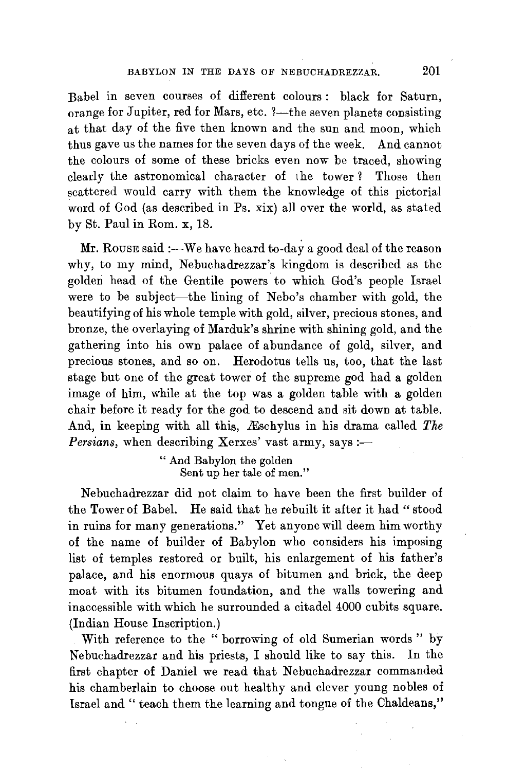Babel in seven courses of different colours: black for Saturn, orange for Jupiter, red for Mars, etc.?—the seven planets consisting at that day of the five then known and the sun and moon, which thus gave us the names for the seven days of the week. And cannot the colours of some of these bricks even now be traced, showing clearly the astronomical character of the tower? Those then scattered would carry with them the knowledge of this pictorial word of God (as described in Ps. xix) all over the world, as stated by St. Paul in Rom. x, 18.

Mr. Rouse said:—We have heard to-day a good deal of the reason why, to my mind, Nebuchadrezzar's kingdom is described as the golden head of the Gentile powers to which God's people Israel were to be subject—the lining of Nebo's chamber with gold, the beautifying of his whole temple with gold, silver, precious stones, and bronze, the overlaying of Marduk's shrine with shining gold, and the gathering into his own palace of abundance of gold, silver, and precious stones, and so on. Herodotus tells us, too, that the last stage but one of the great tower of the supreme god had a golden image of him, while at the top was a golden table with a golden chair before it ready for the god to descend and sit down at table. And, in keeping with all this, Æschylus in his drama called *The Persians*, when describing Xerxes' vast army, says:—

> "And Babylon the golden
> Sent up her tale of men."

Nebuchadrezzar did not claim to have been the first builder of the Tower of Babel. He said that he rebuilt it after it had "stood in ruins for many generations." Yet anyone will deem him worthy of the name of builder of Babylon who considers his imposing list of temples restored or built, his enlargement of his father's palace, and his enormous quays of bitumen and brick, the deep moat with its bitumen foundation, and the walls towering and inaccessible with which he surrounded a citadel 4000 cubits square. (Indian House Inscription.)

With reference to the "borrowing of old Sumerian words" by Nebuchadrezzar and his priests, I should like to say this. In the first chapter of Daniel we read that Nebuchadrezzar commanded his chamberlain to choose out healthy and clever young nobles of Israel and "teach them the learning and tongue of the Chaldeans,"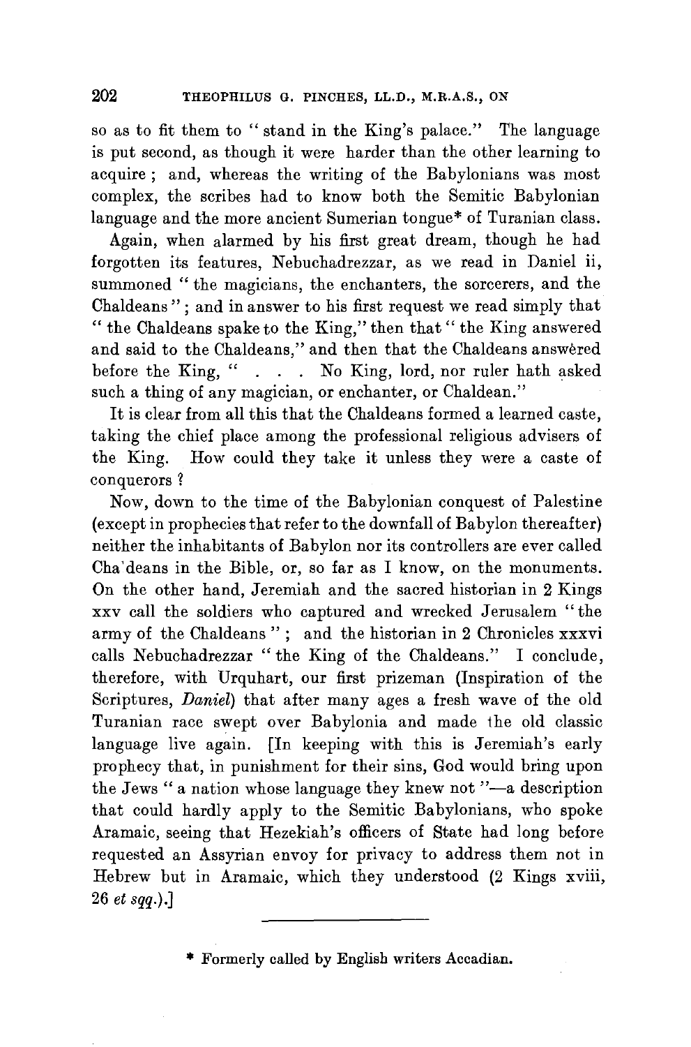so as to fit them to "stand in the King's palace." The language is put second, as though it were harder than the other learning to acquire; and, whereas the writing of the Babylonians was most complex, the scribes had to know both the Semitic Babylonian language and the more ancient Sumerian tongue* of Turanian class.

Again, when alarmed by his first great dream, though he had forgotten its features, Nebuchadrezzar, as we read in Daniel ii, summoned "the magicians, the enchanters, the sorcerers, and the Chaldeans"; and in answer to his first request we read simply that "the Chaldeans spake to the King," then that "the King answered and said to the Chaldeans," and then that the Chaldeans answered before the King, " . . . No King, lord, nor ruler hath asked such a thing of any magician, or enchanter, or Chaldean."

It is clear from all this that the Chaldeans formed a learned caste, taking the chief place among the professional religious advisers of the King. How could they take it unless they were a caste of conquerors?

Now, down to the time of the Babylonian conquest of Palestine (except in prophecies that refer to the downfall of Babylon thereafter) neither the inhabitants of Babylon nor its controllers are ever called Cha'deans in the Bible, or, so far as I know, on the monuments. On the other hand, Jeremiah and the sacred historian in 2 Kings xxv call the soldiers who captured and wrecked Jerusalem "the army of the Chaldeans"; and the historian in 2 Chronicles xxxvi calls Nebuchadrezzar "the King of the Chaldeans." I conclude, therefore, with Urquhart, our first prizeman (Inspiration of the Scriptures, *Daniel*) that after many ages a fresh wave of the old Turanian race swept over Babylonia and made the old classic language live again. [In keeping with this is Jeremiah's early prophecy that, in punishment for their sins, God would bring upon the Jews "a nation whose language they knew not"—a description that could hardly apply to the Semitic Babylonians, who spoke Aramaic, seeing that Hezekiah's officers of State had long before requested an Assyrian envoy for privacy to address them not in Hebrew but in Aramaic, which they understood (2 Kings xviii, 26 *et sqq.*).]

---

* Formerly called by English writers Accadian.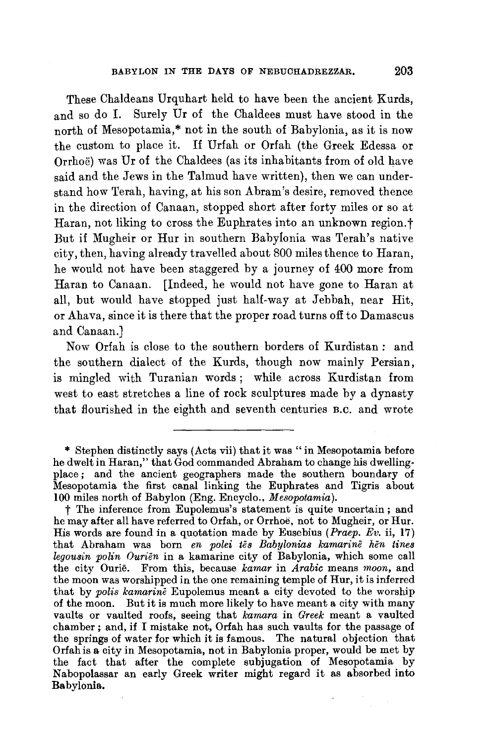These Chaldeans Urquhart held to have been the ancient Kurds, and so do I. Surely Ur of the Chaldees must have stood in the north of Mesopotamia,* not in the south of Babylonia, as it is now the custom to place it. If Urfah or Orfah (the Greek Edessa or Orrhoë) was Ur of the Chaldees (as its inhabitants from of old have said and the Jews in the Talmud have written), then we can understand how Terah, having, at his son Abram's desire, removed thence in the direction of Canaan, stopped short after forty miles or so at Haran, not liking to cross the Euphrates into an unknown region.† But if Mugheir or Hur in southern Babylonia was Terah's native city, then, having already travelled about 800 miles thence to Haran, he would not have been staggered by a journey of 400 more from Haran to Canaan. [Indeed, he would not have gone to Haran at all, but would have stopped just half-way at Jebbah, near Hit, or Ahava, since it is there that the proper road turns off to Damascus and Canaan.]

Now Orfah is close to the southern borders of Kurdistan: and the southern dialect of the Kurds, though now mainly Persian, is mingled with Turanian words; while across Kurdistan from west to east stretches a line of rock sculptures made by a dynasty that flourished in the eighth and seventh centuries B.C. and wrote

---

\* Stephen distinctly says (Acts vii) that it was "in Mesopotamia before he dwelt in Haran," that God commanded Abraham to change his dwelling-place; and the ancient geographers made the southern boundary of Mesopotamia the first canal linking the Euphrates and Tigris about 100 miles north of Babylon (Eng. Encyclo., *Mesopotamia*).

† The inference from Eupolemus's statement is quite uncertain; and he may after all have referred to Orfah, or Orrhoë, not to Mugheir, or Hur. His words are found in a quotation made by Eusebius (*Praep. Ev.* ii, 17) that Abraham was born *en polei tēs Babylonias kamarinē hēn tines legousin polin Ouriēn* in a kamarine city of Babylonia, which some call the city Ouriē. From this, because *kamar* in *Arabic* means *moon*, and the moon was worshipped in the one remaining temple of Hur, it is inferred that by *polis kamarinē* Eupolemus meant a city devoted to the worship of the moon. But it is much more likely to have meant a city with many vaults or vaulted roofs, seeing that *kamara* in *Greek* meant a vaulted chamber; and, if I mistake not, Orfah has such vaults for the passage of the springs of water for which it is famous. The natural objection that Orfah is a city in Mesopotamia, not in Babylonia proper, would be met by the fact that after the complete subjugation of Mesopotamia by Nabopolassar an early Greek writer might regard it as absorbed into Babylonia.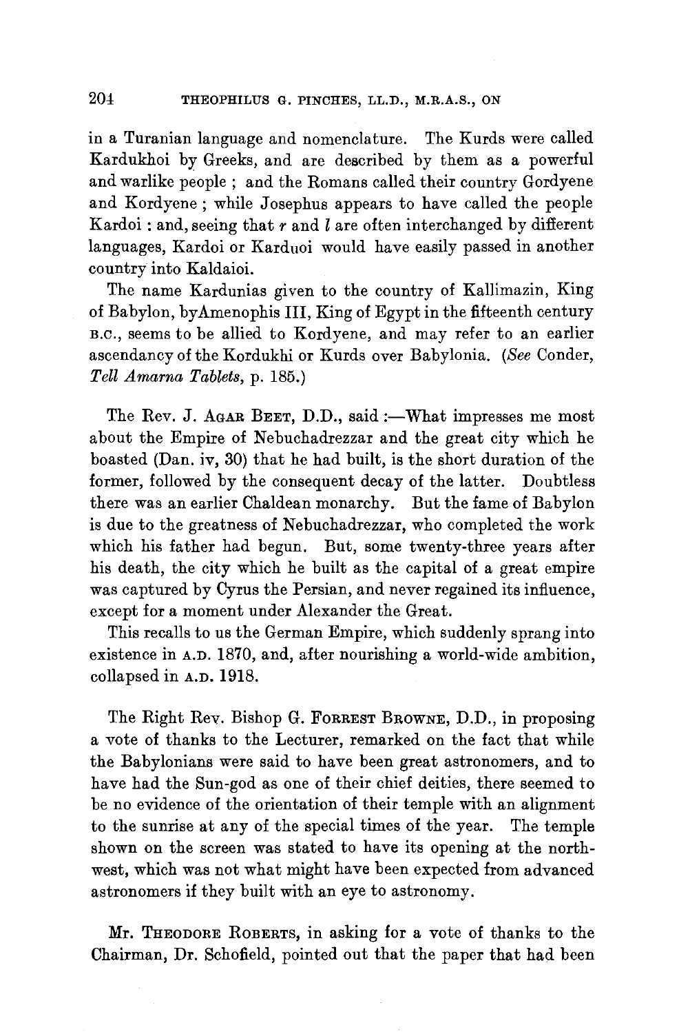in a Turanian language and nomenclature. The Kurds were called Kardukhoi by Greeks, and are described by them as a powerful and warlike people ; and the Romans called their country Gordyene and Kordyene ; while Josephus appears to have called the people Kardoi : and, seeing that *r* and *l* are often interchanged by different languages, Kardoi or Karduoi would have easily passed in another country into Kaldaioi.

The name Kardunias given to the country of Kallimazin, King of Babylon, byAmenophis III, King of Egypt in the fifteenth century B.C., seems to be allied to Kordyene, and may refer to an earlier ascendancy of the Kordukhi or Kurds over Babylonia. (*See* Conder, *Tell Amarna Tablets*, p. 185.)

The Rev. J. AGAR BEET, D.D., said :—What impresses me most about the Empire of Nebuchadrezzar and the great city which he boasted (Dan. iv, 30) that he had built, is the short duration of the former, followed by the consequent decay of the latter. Doubtless there was an earlier Chaldean monarchy. But the fame of Babylon is due to the greatness of Nebuchadrezzar, who completed the work which his father had begun. But, some twenty-three years after his death, the city which he built as the capital of a great empire was captured by Cyrus the Persian, and never regained its influence, except for a moment under Alexander the Great.

This recalls to us the German Empire, which suddenly sprang into existence in A.D. 1870, and, after nourishing a world-wide ambition, collapsed in A.D. 1918.

The Right Rev. Bishop G. FORREST BROWNE, D.D., in proposing a vote of thanks to the Lecturer, remarked on the fact that while the Babylonians were said to have been great astronomers, and to have had the Sun-god as one of their chief deities, there seemed to be no evidence of the orientation of their temple with an alignment to the sunrise at any of the special times of the year. The temple shown on the screen was stated to have its opening at the north-west, which was not what might have been expected from advanced astronomers if they built with an eye to astronomy.

Mr. THEODORE ROBERTS, in asking for a vote of thanks to the Chairman, Dr. Schofield, pointed out that the paper that had been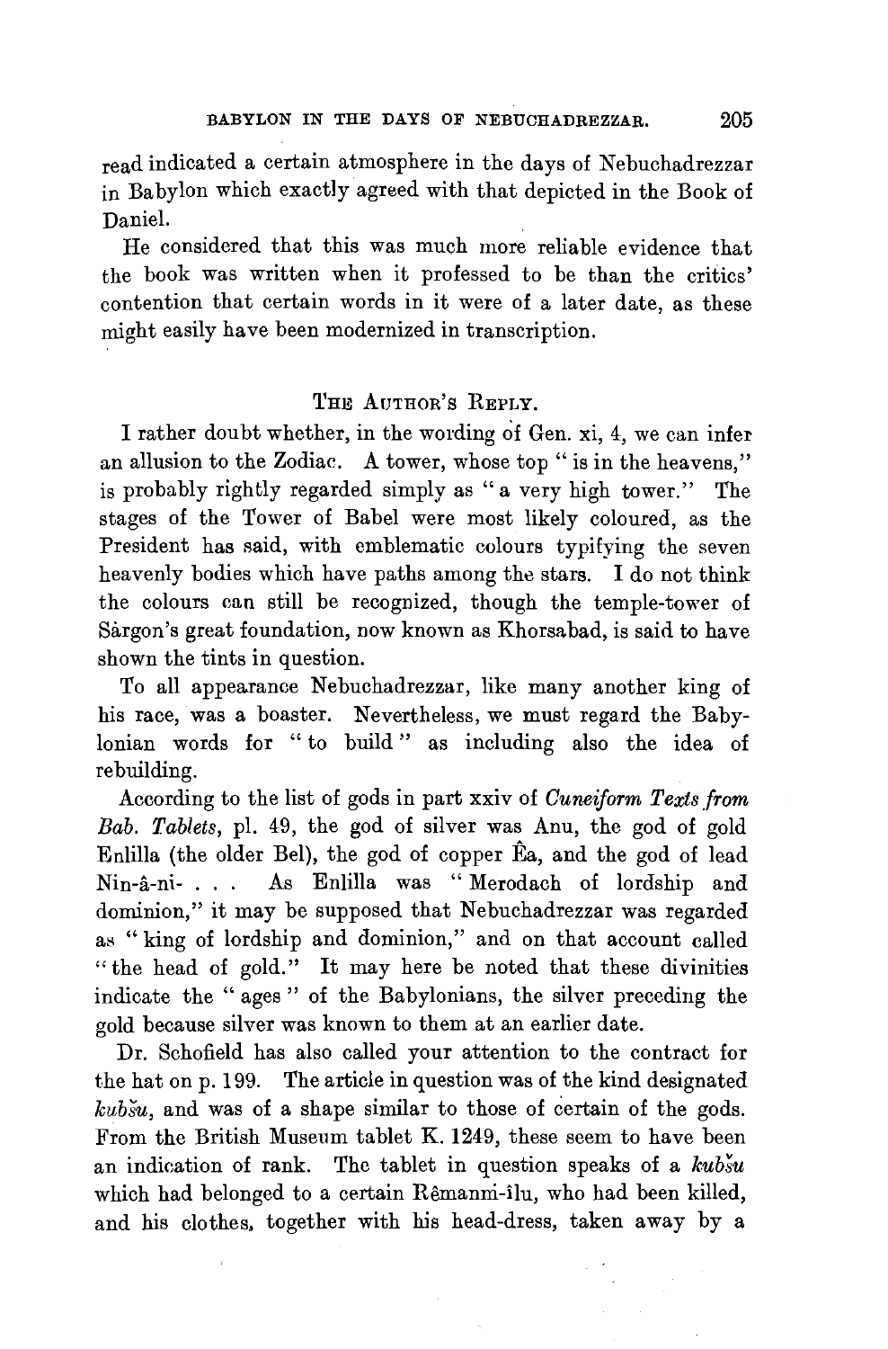read indicated a certain atmosphere in the days of Nebuchadrezzar in Babylon which exactly agreed with that depicted in the Book of Daniel.

He considered that this was much more reliable evidence that the book was written when it professed to be than the critics' contention that certain words in it were of a later date, as these might easily have been modernized in transcription.

## The Author's Reply.

I rather doubt whether, in the wording of Gen. xi, 4, we can infer an allusion to the Zodiac. A tower, whose top "is in the heavens," is probably rightly regarded simply as "a very high tower." The stages of the Tower of Babel were most likely coloured, as the President has said, with emblematic colours typifying the seven heavenly bodies which have paths among the stars. I do not think the colours can still be recognized, though the temple-tower of Sàrgon's great foundation, now known as Khorsabad, is said to have shown the tints in question.

To all appearance Nebuchadrezzar, like many another king of his race, was a boaster. Nevertheless, we must regard the Babylonian words for "to build" as including also the idea of rebuilding.

According to the list of gods in part xxiv of *Cuneiform Texts from Bab. Tablets*, pl. 49, the god of silver was Anu, the god of gold Enlilla (the older Bel), the god of copper Êa, and the god of lead Nin-â-ni- . . . As Enlilla was "Merodach of lordship and dominion," it may be supposed that Nebuchadrezzar was regarded as "king of lordship and dominion," and on that account called "the head of gold." It may here be noted that these divinities indicate the "ages" of the Babylonians, the silver preceding the gold because silver was known to them at an earlier date.

Dr. Schofield has also called your attention to the contract for the hat on p. 199. The article in question was of the kind designated *kubšu*, and was of a shape similar to those of certain of the gods. From the British Museum tablet K. 1249, these seem to have been an indication of rank. The tablet in question speaks of a *kubšu* which had belonged to a certain Rêmanni-ìlu, who had been killed, and his clothes, together with his head-dress, taken away by a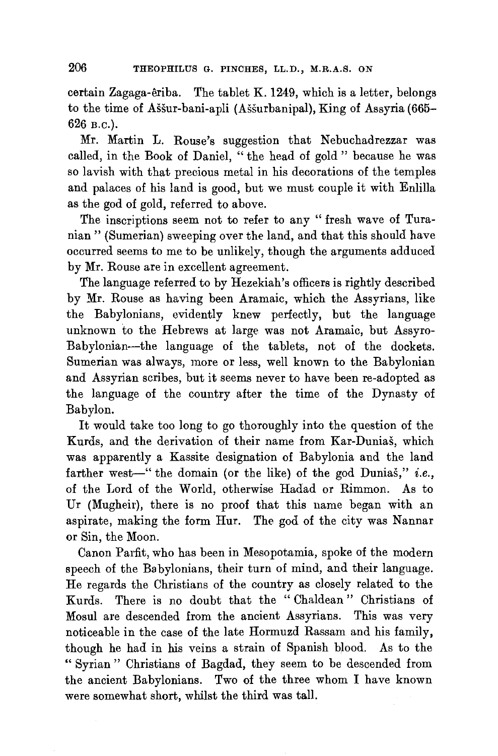certain Zagaga-êriba. The tablet K. 1249, which is a letter, belongs to the time of Aššur-bani-apli (Aššurbanipal), King of Assyria (665–626 B.C.).

Mr. Martin L. Rouse's suggestion that Nebuchadrezzar was called, in the Book of Daniel, "the head of gold" because he was so lavish with that precious metal in his decorations of the temples and palaces of his land is good, but we must couple it with Enlilla as the god of gold, referred to above.

The inscriptions seem not to refer to any "fresh wave of Turanian" (Sumerian) sweeping over the land, and that this should have occurred seems to me to be unlikely, though the arguments adduced by Mr. Rouse are in excellent agreement.

The language referred to by Hezekiah's officers is rightly described by Mr. Rouse as having been Aramaic, which the Assyrians, like the Babylonians, evidently knew perfectly, but the language unknown to the Hebrews at large was not Aramaic, but Assyro-Babylonian—the language of the tablets, not of the dockets. Sumerian was always, more or less, well known to the Babylonian and Assyrian scribes, but it seems never to have been re-adopted as the language of the country after the time of the Dynasty of Babylon.

It would take too long to go thoroughly into the question of the Kurds, and the derivation of their name from Kar-Duniaš, which was apparently a Kassite designation of Babylonia and the land farther west—"the domain (or the like) of the god Duniaš," *i.e.*, of the Lord of the World, otherwise Hadad or Rimmon. As to Ur (Mugheir), there is no proof that this name began with an aspirate, making the form Hur. The god of the city was Nannar or Sin, the Moon.

Canon Parfit, who has been in Mesopotamia, spoke of the modern speech of the Babylonians, their turn of mind, and their language. He regards the Christians of the country as closely related to the Kurds. There is no doubt that the "Chaldean" Christians of Mosul are descended from the ancient Assyrians. This was very noticeable in the case of the late Hormuzd Rassam and his family, though he had in his veins a strain of Spanish blood. As to the "Syrian" Christians of Bagdad, they seem to be descended from the ancient Babylonians. Two of the three whom I have known were somewhat short, whilst the third was tall.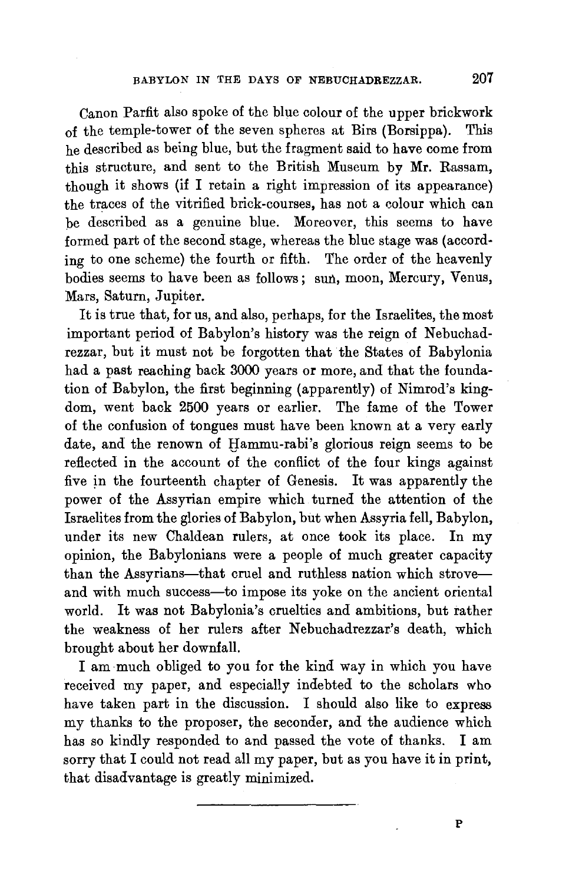Canon Parfit also spoke of the blue colour of the upper brickwork of the temple-tower of the seven spheres at Birs (Borsippa). This he described as being blue, but the fragment said to have come from this structure, and sent to the British Museum by Mr. Rassam, though it shows (if I retain a right impression of its appearance) the traces of the vitrified brick-courses, has not a colour which can be described as a genuine blue. Moreover, this seems to have formed part of the second stage, whereas the blue stage was (according to one scheme) the fourth or fifth. The order of the heavenly bodies seems to have been as follows; sun, moon, Mercury, Venus, Mars, Saturn, Jupiter.

It is true that, for us, and also, perhaps, for the Israelites, the most important period of Babylon's history was the reign of Nebuchadrezzar, but it must not be forgotten that the States of Babylonia had a past reaching back 3000 years or more, and that the foundation of Babylon, the first beginning (apparently) of Nimrod's kingdom, went back 2500 years or earlier. The fame of the Tower of the confusion of tongues must have been known at a very early date, and the renown of Ḫammu-rabi's glorious reign seems to be reflected in the account of the conflict of the four kings against five in the fourteenth chapter of Genesis. It was apparently the power of the Assyrian empire which turned the attention of the Israelites from the glories of Babylon, but when Assyria fell, Babylon, under its new Chaldean rulers, at once took its place. In my opinion, the Babylonians were a people of much greater capacity than the Assyrians—that cruel and ruthless nation which strove—and with much success—to impose its yoke on the ancient oriental world. It was not Babylonia's cruelties and ambitions, but rather the weakness of her rulers after Nebuchadrezzar's death, which brought about her downfall.

I am much obliged to you for the kind way in which you have received my paper, and especially indebted to the scholars who have taken part in the discussion. I should also like to express my thanks to the proposer, the seconder, and the audience which has so kindly responded to and passed the vote of thanks. I am sorry that I could not read all my paper, but as you have it in print, that disadvantage is greatly minimized.

---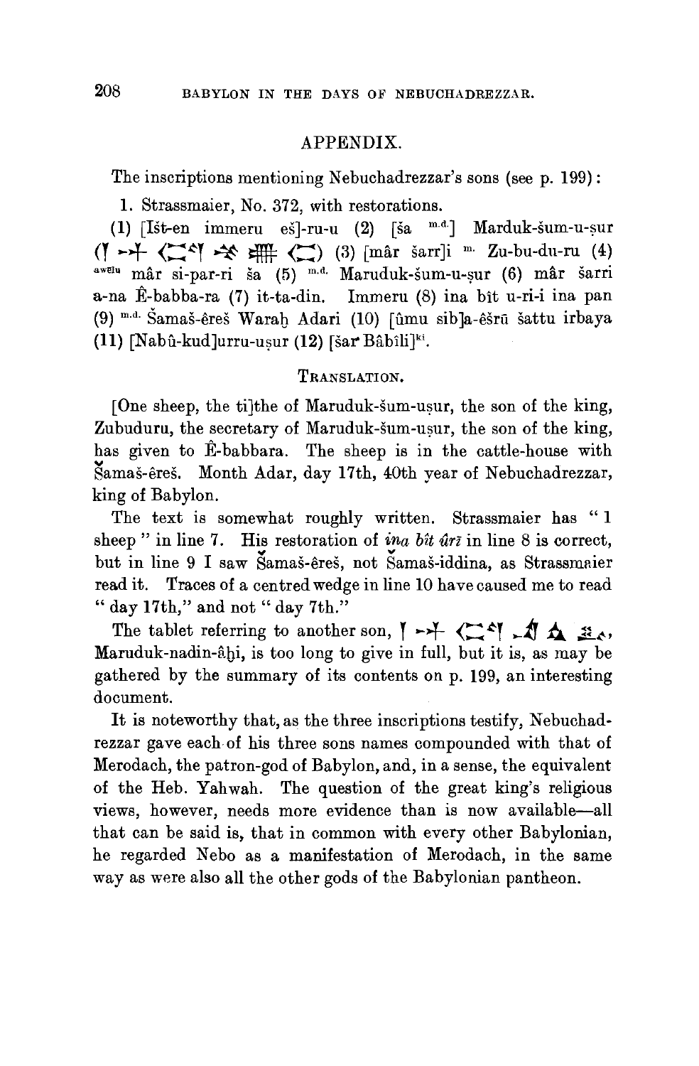## APPENDIX.

The inscriptions mentioning Nebuchadrezzar's sons (see p. 199):

1. Strassmaier, No. 372, with restorations.

(1) [Išt-en immeru eš]-ru-u (2) [ša [m.d.]] Marduk-šum-u-ṣur (𒁹 𒀭 𒀫 𒈬 𒉺 𒌉) (3) [mâr šarr]i [m.] Zu-bu-du-ru (4) [awēlu] mâr si-par-ri ša (5) [m.d.] Maruduk-šum-u-ṣur (6) mâr šarri a-na Ê-babba-ra (7) it-ta-din. Immeru (8) ina bît u-ri-i ina pan (9) [m.d.] Šamaš-êreš Waraḫ Adari (10) [ûmu sib]a-êšrū šattu irbaya (11) [Nabû-kud]urru-uṣur (12) [šar Bâbîli][ki].

### Translation.

[One sheep, the ti]the of Maruduk-šum-uṣur, the son of the king, Zubuduru, the secretary of Maruduk-šum-uṣur, the son of the king, has given to Ê-babbara. The sheep is in the cattle-house with Šamaš-êreš. Month Adar, day 17th, 40th year of Nebuchadrezzar, king of Babylon.

The text is somewhat roughly written. Strassmaier has "1 sheep" in line 7. His restoration of *ina bît ûrî* in line 8 is correct, but in line 9 I saw Šamaš-êreš, not Šamaš-iddina, as Strassmaier read it. Traces of a centred wedge in line 10 have caused me to read "day 17th," and not "day 7th."

The tablet referring to another son, 𒁹 𒀭 𒀫 𒈬 𒀀 𒉌 𒋀, Maruduk-nadin-âḫi, is too long to give in full, but it is, as may be gathered by the summary of its contents on p. 199, an interesting document.

It is noteworthy that, as the three inscriptions testify, Nebuchadrezzar gave each of his three sons names compounded with that of Merodach, the patron-god of Babylon, and, in a sense, the equivalent of the Heb. Yahwah. The question of the great king's religious views, however, needs more evidence than is now available—all that can be said is, that in common with every other Babylonian, he regarded Nebo as a manifestation of Merodach, in the same way as were also all the other gods of the Babylonian pantheon.